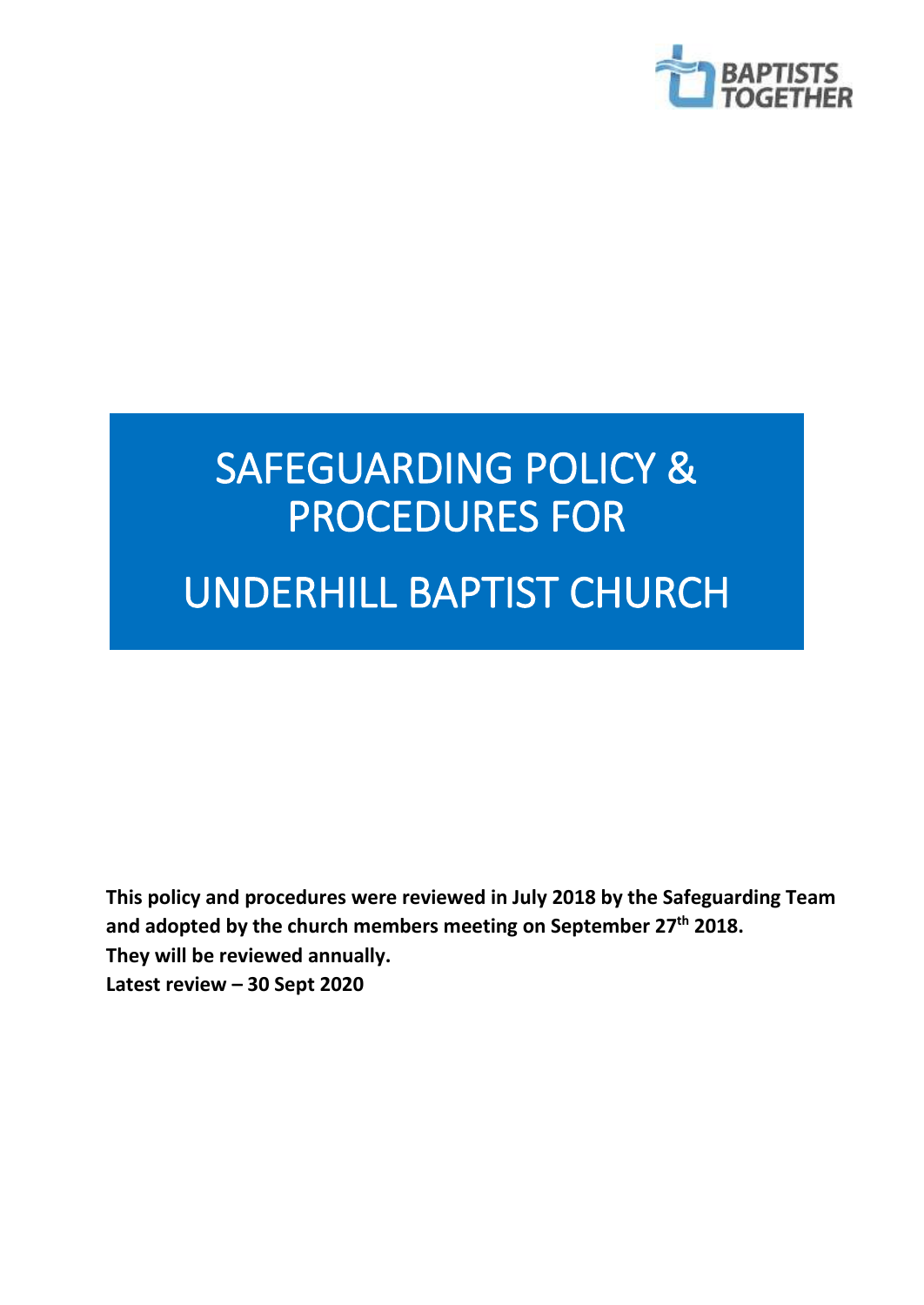# SAFEGUARDING POLICY & PROCEDURES FOR

# UNDERHILL BAPTIST CHURCH

**This policy and procedures were reviewed in July 2018 by the Safeguarding Team and adopted by the church members meeting on September 27th 2018.**
**They will be reviewed annually.**
**Latest review – 30 Sept 2020**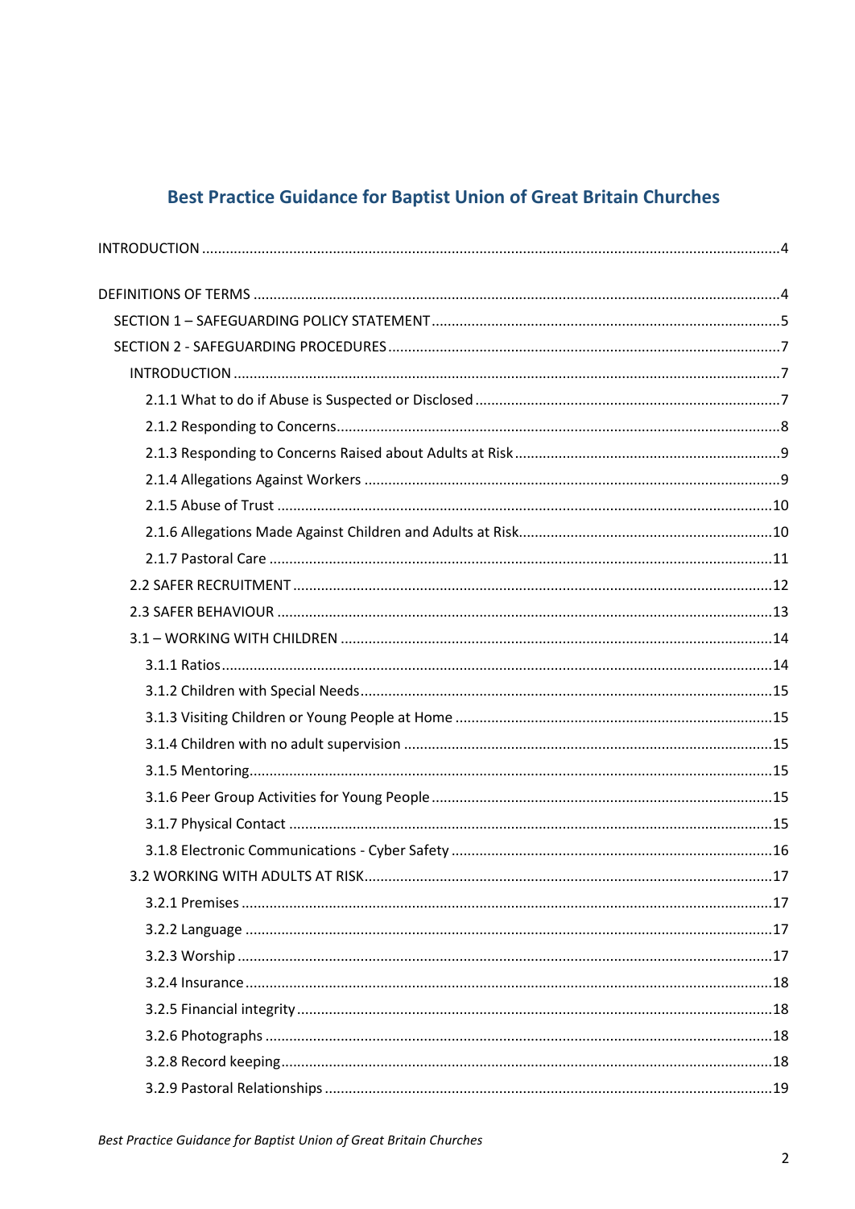# Best Practice Guidance for Baptist Union of Great Britain Churches

INTRODUCTION ..... 4

DEFINITIONS OF TERMS ..... 4

- SECTION 1 – SAFEGUARDING POLICY STATEMENT ..... 5
- SECTION 2 - SAFEGUARDING PROCEDURES ..... 7
  - INTRODUCTION ..... 7
    - 2.1.1 What to do if Abuse is Suspected or Disclosed ..... 7
    - 2.1.2 Responding to Concerns ..... 8
    - 2.1.3 Responding to Concerns Raised about Adults at Risk ..... 9
    - 2.1.4 Allegations Against Workers ..... 9
    - 2.1.5 Abuse of Trust ..... 10
    - 2.1.6 Allegations Made Against Children and Adults at Risk ..... 10
    - 2.1.7 Pastoral Care ..... 11
  - 2.2 SAFER RECRUITMENT ..... 12
  - 2.3 SAFER BEHAVIOUR ..... 13
  - 3.1 – WORKING WITH CHILDREN ..... 14
    - 3.1.1 Ratios ..... 14
    - 3.1.2 Children with Special Needs ..... 15
    - 3.1.3 Visiting Children or Young People at Home ..... 15
    - 3.1.4 Children with no adult supervision ..... 15
    - 3.1.5 Mentoring ..... 15
    - 3.1.6 Peer Group Activities for Young People ..... 15
    - 3.1.7 Physical Contact ..... 15
    - 3.1.8 Electronic Communications - Cyber Safety ..... 16
  - 3.2 WORKING WITH ADULTS AT RISK ..... 17
    - 3.2.1 Premises ..... 17
    - 3.2.2 Language ..... 17
    - 3.2.3 Worship ..... 17
    - 3.2.4 Insurance ..... 18
    - 3.2.5 Financial integrity ..... 18
    - 3.2.6 Photographs ..... 18
    - 3.2.8 Record keeping ..... 18
    - 3.2.9 Pastoral Relationships ..... 19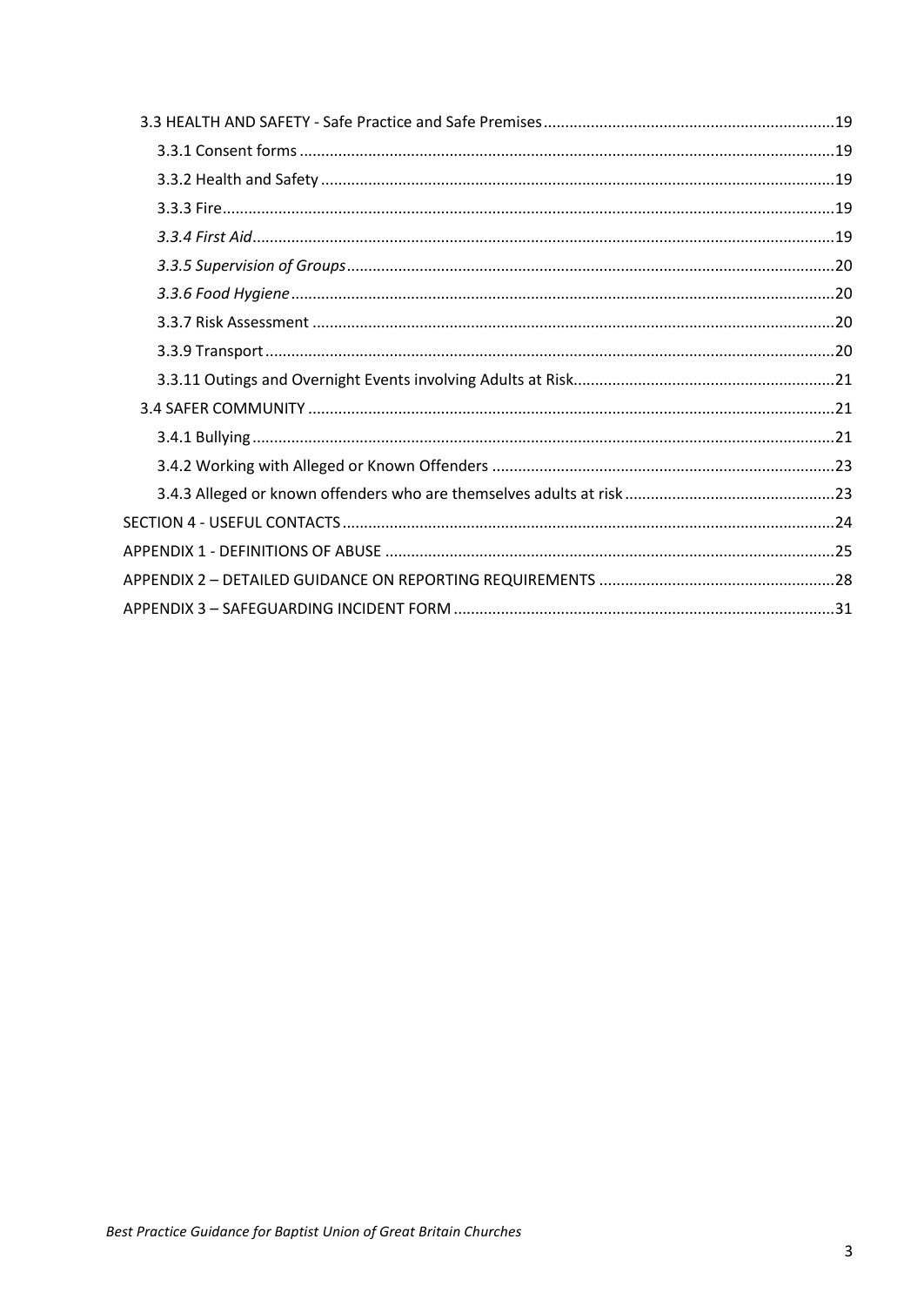3.3 HEALTH AND SAFETY - Safe Practice and Safe Premises ....19

3.3.1 Consent forms ....19

3.3.2 Health and Safety ....19

3.3.3 Fire ....19

*3.3.4 First Aid* ....19

*3.3.5 Supervision of Groups* ....20

*3.3.6 Food Hygiene* ....20

3.3.7 Risk Assessment ....20

3.3.9 Transport ....20

3.3.11 Outings and Overnight Events involving Adults at Risk ....21

3.4 SAFER COMMUNITY ....21

3.4.1 Bullying ....21

3.4.2 Working with Alleged or Known Offenders ....23

3.4.3 Alleged or known offenders who are themselves adults at risk ....23

SECTION 4 - USEFUL CONTACTS ....24

APPENDIX 1 - DEFINITIONS OF ABUSE ....25

APPENDIX 2 – DETAILED GUIDANCE ON REPORTING REQUIREMENTS ....28

APPENDIX 3 – SAFEGUARDING INCIDENT FORM ....31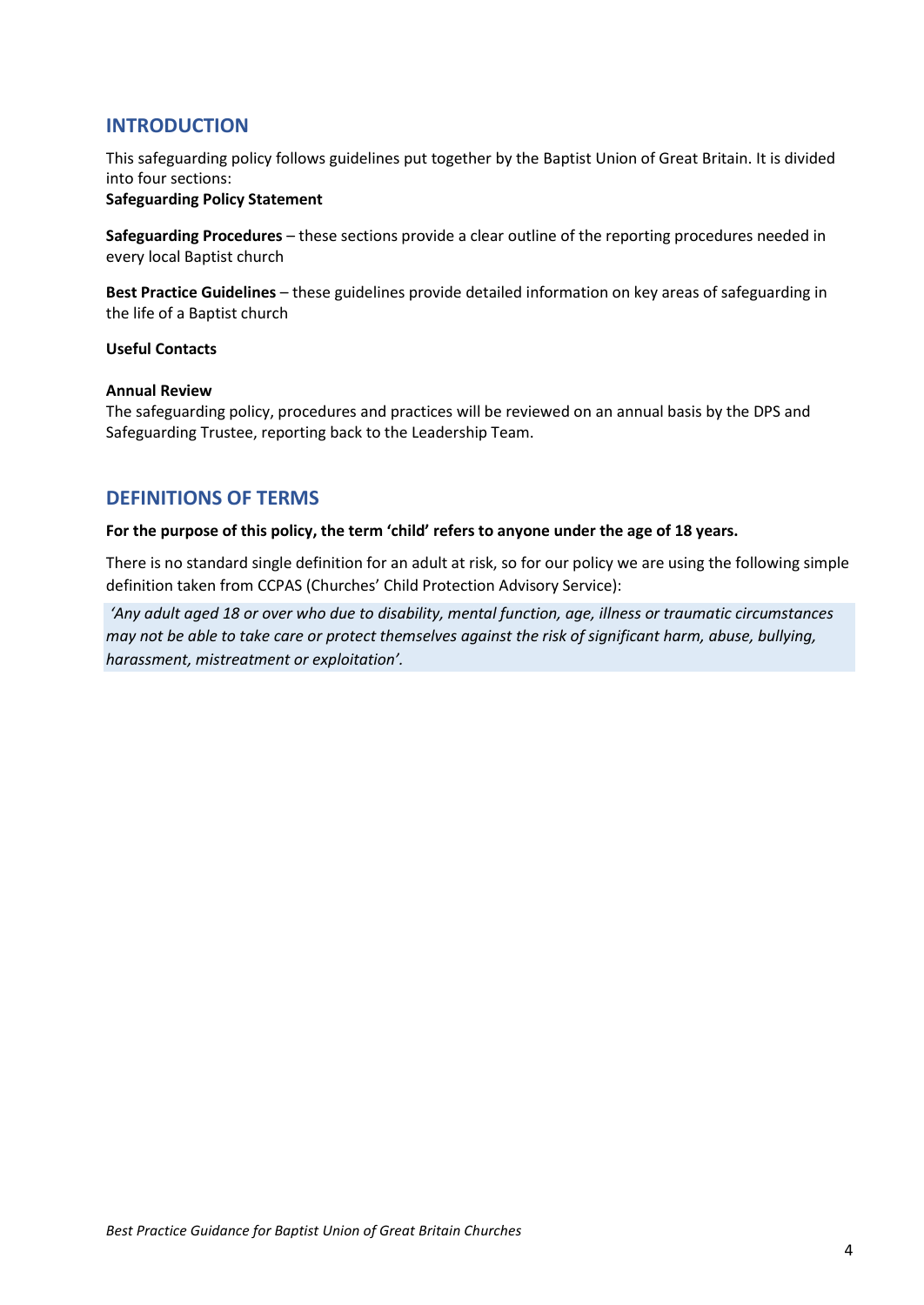## INTRODUCTION

This safeguarding policy follows guidelines put together by the Baptist Union of Great Britain. It is divided into four sections:

**Safeguarding Policy Statement**

**Safeguarding Procedures** – these sections provide a clear outline of the reporting procedures needed in every local Baptist church

**Best Practice Guidelines** – these guidelines provide detailed information on key areas of safeguarding in the life of a Baptist church

**Useful Contacts**

**Annual Review**

The safeguarding policy, procedures and practices will be reviewed on an annual basis by the DPS and Safeguarding Trustee, reporting back to the Leadership Team.

## DEFINITIONS OF TERMS

**For the purpose of this policy, the term 'child' refers to anyone under the age of 18 years.**

There is no standard single definition for an adult at risk, so for our policy we are using the following simple definition taken from CCPAS (Churches' Child Protection Advisory Service):

*'Any adult aged 18 or over who due to disability, mental function, age, illness or traumatic circumstances may not be able to take care or protect themselves against the risk of significant harm, abuse, bullying, harassment, mistreatment or exploitation'.*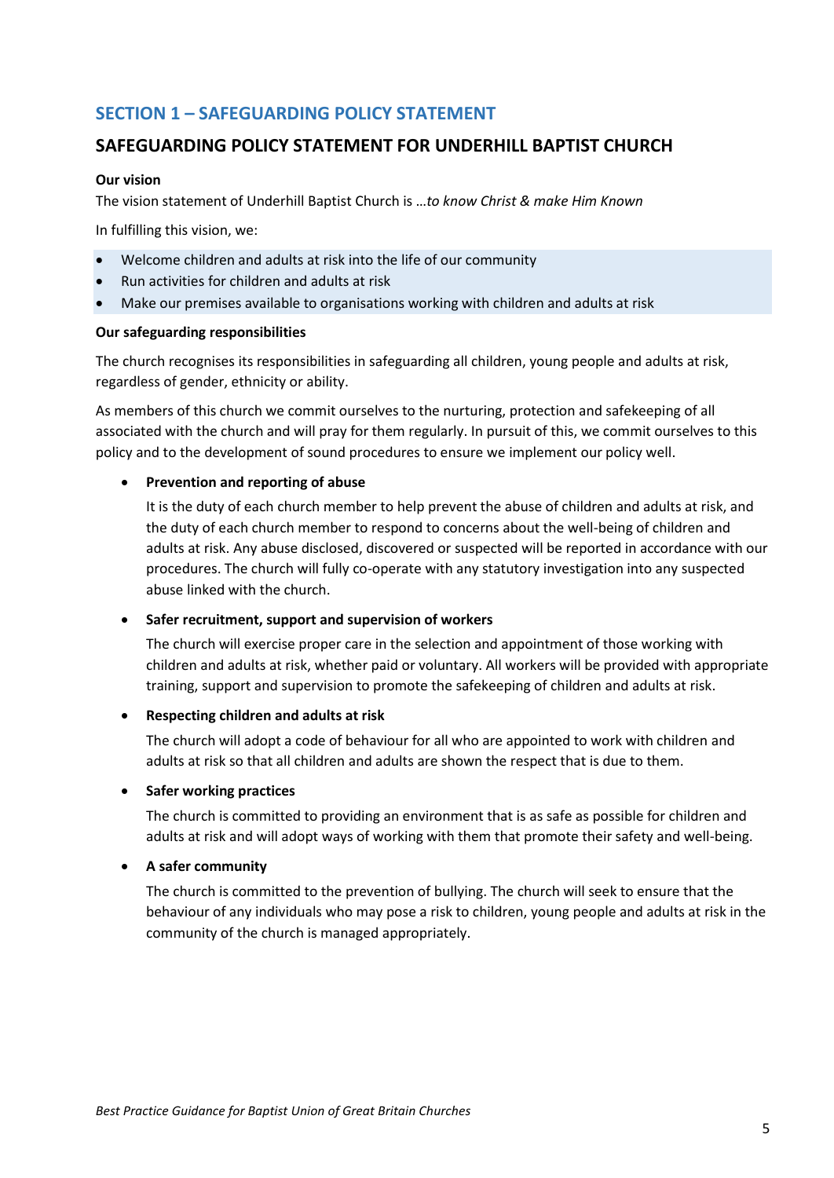## SECTION 1 – SAFEGUARDING POLICY STATEMENT

### SAFEGUARDING POLICY STATEMENT FOR UNDERHILL BAPTIST CHURCH

**Our vision**

The vision statement of Underhill Baptist Church is …*to know Christ & make Him Known*

In fulfilling this vision, we:

- Welcome children and adults at risk into the life of our community
- Run activities for children and adults at risk
- Make our premises available to organisations working with children and adults at risk

**Our safeguarding responsibilities**

The church recognises its responsibilities in safeguarding all children, young people and adults at risk, regardless of gender, ethnicity or ability.

As members of this church we commit ourselves to the nurturing, protection and safekeeping of all associated with the church and will pray for them regularly. In pursuit of this, we commit ourselves to this policy and to the development of sound procedures to ensure we implement our policy well.

- **Prevention and reporting of abuse**

  It is the duty of each church member to help prevent the abuse of children and adults at risk, and the duty of each church member to respond to concerns about the well-being of children and adults at risk. Any abuse disclosed, discovered or suspected will be reported in accordance with our procedures. The church will fully co-operate with any statutory investigation into any suspected abuse linked with the church.

- **Safer recruitment, support and supervision of workers**

  The church will exercise proper care in the selection and appointment of those working with children and adults at risk, whether paid or voluntary. All workers will be provided with appropriate training, support and supervision to promote the safekeeping of children and adults at risk.

- **Respecting children and adults at risk**

  The church will adopt a code of behaviour for all who are appointed to work with children and adults at risk so that all children and adults are shown the respect that is due to them.

- **Safer working practices**

  The church is committed to providing an environment that is as safe as possible for children and adults at risk and will adopt ways of working with them that promote their safety and well-being.

- **A safer community**

  The church is committed to the prevention of bullying. The church will seek to ensure that the behaviour of any individuals who may pose a risk to children, young people and adults at risk in the community of the church is managed appropriately.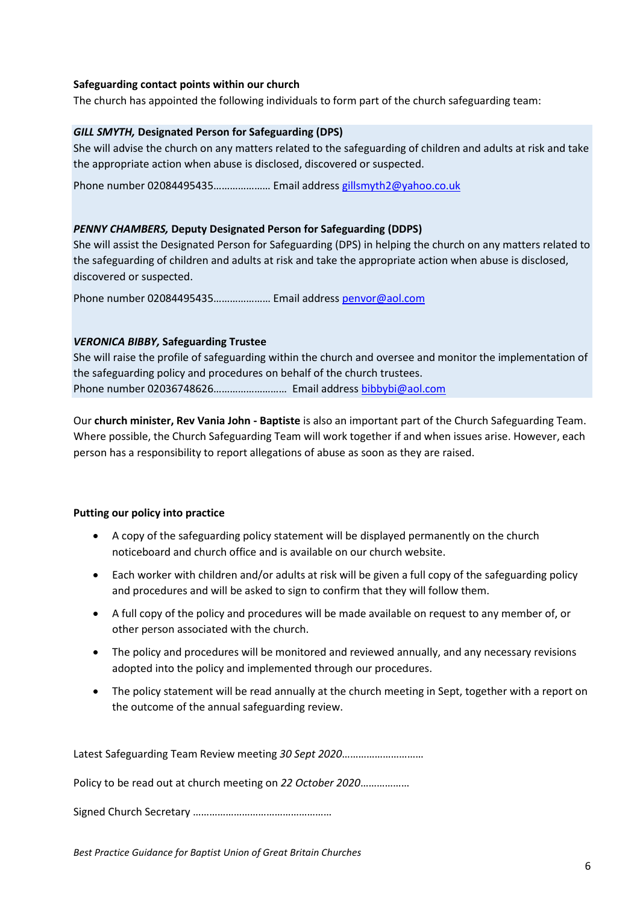**Safeguarding contact points within our church**

The church has appointed the following individuals to form part of the church safeguarding team:

***GILL SMYTH,* Designated Person for Safeguarding (DPS)**

She will advise the church on any matters related to the safeguarding of children and adults at risk and take the appropriate action when abuse is disclosed, discovered or suspected.

Phone number 02084495435………………… Email address gillsmyth2@yahoo.co.uk

***PENNY CHAMBERS,* Deputy Designated Person for Safeguarding (DDPS)**

She will assist the Designated Person for Safeguarding (DPS) in helping the church on any matters related to the safeguarding of children and adults at risk and take the appropriate action when abuse is disclosed, discovered or suspected.

Phone number 02084495435………………… Email address penvor@aol.com

***VERONICA BIBBY,* Safeguarding Trustee**

She will raise the profile of safeguarding within the church and oversee and monitor the implementation of the safeguarding policy and procedures on behalf of the church trustees.
Phone number 02036748626……………………… Email address bibbybi@aol.com

Our **church minister, Rev Vania John - Baptiste** is also an important part of the Church Safeguarding Team. Where possible, the Church Safeguarding Team will work together if and when issues arise. However, each person has a responsibility to report allegations of abuse as soon as they are raised.

**Putting our policy into practice**

- A copy of the safeguarding policy statement will be displayed permanently on the church noticeboard and church office and is available on our church website.
- Each worker with children and/or adults at risk will be given a full copy of the safeguarding policy and procedures and will be asked to sign to confirm that they will follow them.
- A full copy of the policy and procedures will be made available on request to any member of, or other person associated with the church.
- The policy and procedures will be monitored and reviewed annually, and any necessary revisions adopted into the policy and implemented through our procedures.
- The policy statement will be read annually at the church meeting in Sept, together with a report on the outcome of the annual safeguarding review.

Latest Safeguarding Team Review meeting *30 Sept 2020*…………………………

Policy to be read out at church meeting on *22 October 2020*………………

Signed Church Secretary ……………………………………………

*Best Practice Guidance for Baptist Union of Great Britain Churches*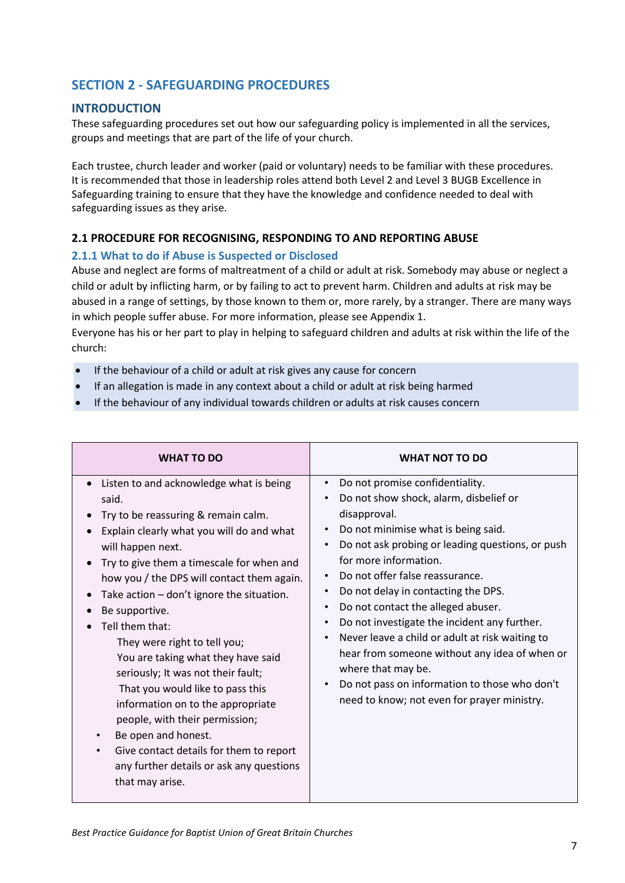## SECTION 2 - SAFEGUARDING PROCEDURES

### INTRODUCTION

These safeguarding procedures set out how our safeguarding policy is implemented in all the services, groups and meetings that are part of the life of your church.

Each trustee, church leader and worker (paid or voluntary) needs to be familiar with these procedures. It is recommended that those in leadership roles attend both Level 2 and Level 3 BUGB Excellence in Safeguarding training to ensure that they have the knowledge and confidence needed to deal with safeguarding issues as they arise.

### 2.1 PROCEDURE FOR RECOGNISING, RESPONDING TO AND REPORTING ABUSE

#### 2.1.1 What to do if Abuse is Suspected or Disclosed

Abuse and neglect are forms of maltreatment of a child or adult at risk. Somebody may abuse or neglect a child or adult by inflicting harm, or by failing to act to prevent harm. Children and adults at risk may be abused in a range of settings, by those known to them or, more rarely, by a stranger. There are many ways in which people suffer abuse. For more information, please see Appendix 1.

Everyone has his or her part to play in helping to safeguard children and adults at risk within the life of the church:

- If the behaviour of a child or adult at risk gives any cause for concern
- If an allegation is made in any context about a child or adult at risk being harmed
- If the behaviour of any individual towards children or adults at risk causes concern

| WHAT TO DO | WHAT NOT TO DO |
|---|---|
| • Listen to and acknowledge what is being said.<br>• Try to be reassuring & remain calm.<br>• Explain clearly what you will do and what will happen next.<br>• Try to give them a timescale for when and how you / the DPS will contact them again.<br>• Take action – don't ignore the situation.<br>• Be supportive.<br>• Tell them that:<br>They were right to tell you;<br>You are taking what they have said seriously; It was not their fault;<br>That you would like to pass this information on to the appropriate people, with their permission;<br>• Be open and honest.<br>• Give contact details for them to report any further details or ask any questions that may arise. | • Do not promise confidentiality.<br>• Do not show shock, alarm, disbelief or disapproval.<br>• Do not minimise what is being said.<br>• Do not ask probing or leading questions, or push for more information.<br>• Do not offer false reassurance.<br>• Do not delay in contacting the DPS.<br>• Do not contact the alleged abuser.<br>• Do not investigate the incident any further.<br>• Never leave a child or adult at risk waiting to hear from someone without any idea of when or where that may be.<br>• Do not pass on information to those who don't need to know; not even for prayer ministry. |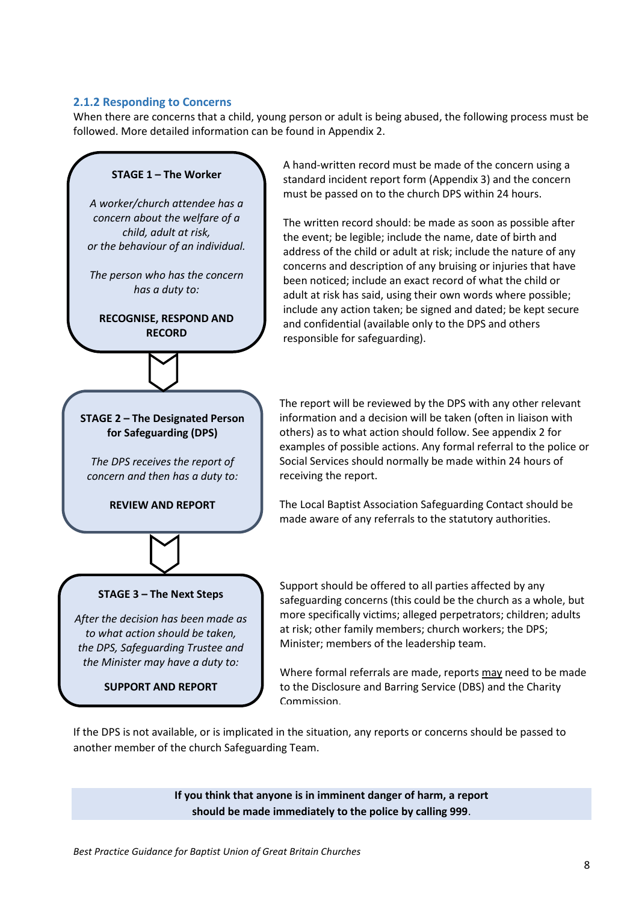### 2.1.2 Responding to Concerns

When there are concerns that a child, young person or adult is being abused, the following process must be followed. More detailed information can be found in Appendix 2.

**STAGE 1 – The Worker**

*A worker/church attendee has a concern about the welfare of a child, adult at risk, or the behaviour of an individual.*

*The person who has the concern has a duty to:*

**RECOGNISE, RESPOND AND RECORD**

A hand-written record must be made of the concern using a standard incident report form (Appendix 3) and the concern must be passed on to the church DPS within 24 hours.

The written record should: be made as soon as possible after the event; be legible; include the name, date of birth and address of the child or adult at risk; include the nature of any concerns and description of any bruising or injuries that have been noticed; include an exact record of what the child or adult at risk has said, using their own words where possible; include any action taken; be signed and dated; be kept secure and confidential (available only to the DPS and others responsible for safeguarding).

**STAGE 2 – The Designated Person for Safeguarding (DPS)**

*The DPS receives the report of concern and then has a duty to:*

**REVIEW AND REPORT**

The report will be reviewed by the DPS with any other relevant information and a decision will be taken (often in liaison with others) as to what action should follow. See appendix 2 for examples of possible actions. Any formal referral to the police or Social Services should normally be made within 24 hours of receiving the report.

The Local Baptist Association Safeguarding Contact should be made aware of any referrals to the statutory authorities.

**STAGE 3 – The Next Steps**

*After the decision has been made as to what action should be taken, the DPS, Safeguarding Trustee and the Minister may have a duty to:*

**SUPPORT AND REPORT**

Support should be offered to all parties affected by any safeguarding concerns (this could be the church as a whole, but more specifically victims; alleged perpetrators; children; adults at risk; other family members; church workers; the DPS; Minister; members of the leadership team.

Where formal referrals are made, reports may need to be made to the Disclosure and Barring Service (DBS) and the Charity Commission.

If the DPS is not available, or is implicated in the situation, any reports or concerns should be passed to another member of the church Safeguarding Team.

**If you think that anyone is in imminent danger of harm, a report should be made immediately to the police by calling 999**.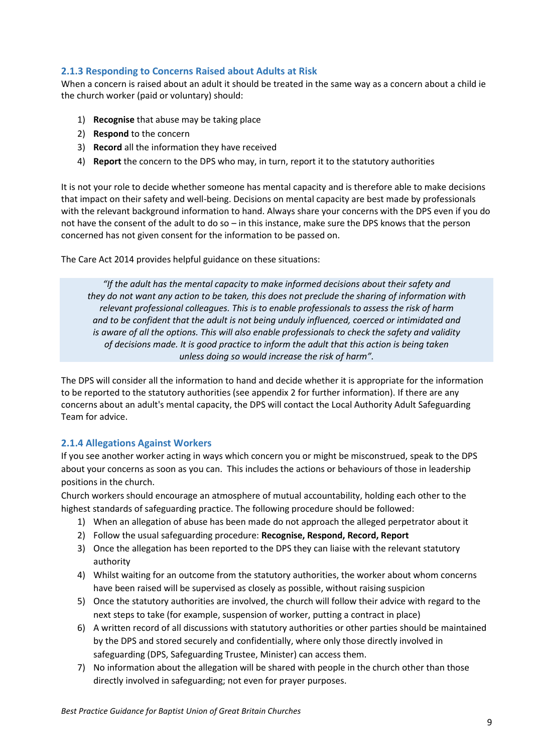### 2.1.3 Responding to Concerns Raised about Adults at Risk

When a concern is raised about an adult it should be treated in the same way as a concern about a child ie the church worker (paid or voluntary) should:

1) **Recognise** that abuse may be taking place
2) **Respond** to the concern
3) **Record** all the information they have received
4) **Report** the concern to the DPS who may, in turn, report it to the statutory authorities

It is not your role to decide whether someone has mental capacity and is therefore able to make decisions that impact on their safety and well-being. Decisions on mental capacity are best made by professionals with the relevant background information to hand. Always share your concerns with the DPS even if you do not have the consent of the adult to do so – in this instance, make sure the DPS knows that the person concerned has not given consent for the information to be passed on.

The Care Act 2014 provides helpful guidance on these situations:

> *"If the adult has the mental capacity to make informed decisions about their safety and they do not want any action to be taken, this does not preclude the sharing of information with relevant professional colleagues. This is to enable professionals to assess the risk of harm and to be confident that the adult is not being unduly influenced, coerced or intimidated and is aware of all the options. This will also enable professionals to check the safety and validity of decisions made. It is good practice to inform the adult that this action is being taken unless doing so would increase the risk of harm".*

The DPS will consider all the information to hand and decide whether it is appropriate for the information to be reported to the statutory authorities (see appendix 2 for further information). If there are any concerns about an adult's mental capacity, the DPS will contact the Local Authority Adult Safeguarding Team for advice.

### 2.1.4 Allegations Against Workers

If you see another worker acting in ways which concern you or might be misconstrued, speak to the DPS about your concerns as soon as you can. This includes the actions or behaviours of those in leadership positions in the church.

Church workers should encourage an atmosphere of mutual accountability, holding each other to the highest standards of safeguarding practice. The following procedure should be followed:

1) When an allegation of abuse has been made do not approach the alleged perpetrator about it
2) Follow the usual safeguarding procedure: **Recognise, Respond, Record, Report**
3) Once the allegation has been reported to the DPS they can liaise with the relevant statutory authority
4) Whilst waiting for an outcome from the statutory authorities, the worker about whom concerns have been raised will be supervised as closely as possible, without raising suspicion
5) Once the statutory authorities are involved, the church will follow their advice with regard to the next steps to take (for example, suspension of worker, putting a contract in place)
6) A written record of all discussions with statutory authorities or other parties should be maintained by the DPS and stored securely and confidentially, where only those directly involved in safeguarding (DPS, Safeguarding Trustee, Minister) can access them.
7) No information about the allegation will be shared with people in the church other than those directly involved in safeguarding; not even for prayer purposes.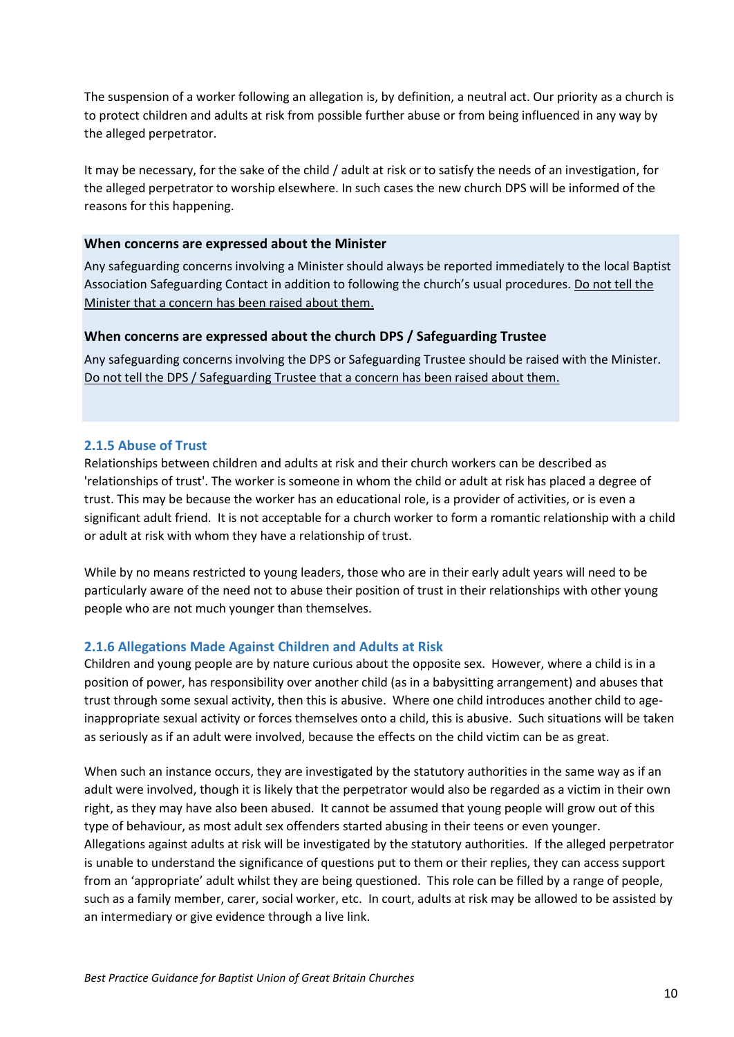The suspension of a worker following an allegation is, by definition, a neutral act. Our priority as a church is to protect children and adults at risk from possible further abuse or from being influenced in any way by the alleged perpetrator.

It may be necessary, for the sake of the child / adult at risk or to satisfy the needs of an investigation, for the alleged perpetrator to worship elsewhere. In such cases the new church DPS will be informed of the reasons for this happening.

**When concerns are expressed about the Minister**

Any safeguarding concerns involving a Minister should always be reported immediately to the local Baptist Association Safeguarding Contact in addition to following the church's usual procedures. Do not tell the Minister that a concern has been raised about them.

**When concerns are expressed about the church DPS / Safeguarding Trustee**

Any safeguarding concerns involving the DPS or Safeguarding Trustee should be raised with the Minister. Do not tell the DPS / Safeguarding Trustee that a concern has been raised about them.

### 2.1.5 Abuse of Trust

Relationships between children and adults at risk and their church workers can be described as 'relationships of trust'. The worker is someone in whom the child or adult at risk has placed a degree of trust. This may be because the worker has an educational role, is a provider of activities, or is even a significant adult friend. It is not acceptable for a church worker to form a romantic relationship with a child or adult at risk with whom they have a relationship of trust.

While by no means restricted to young leaders, those who are in their early adult years will need to be particularly aware of the need not to abuse their position of trust in their relationships with other young people who are not much younger than themselves.

### 2.1.6 Allegations Made Against Children and Adults at Risk

Children and young people are by nature curious about the opposite sex. However, where a child is in a position of power, has responsibility over another child (as in a babysitting arrangement) and abuses that trust through some sexual activity, then this is abusive. Where one child introduces another child to age-inappropriate sexual activity or forces themselves onto a child, this is abusive. Such situations will be taken as seriously as if an adult were involved, because the effects on the child victim can be as great.

When such an instance occurs, they are investigated by the statutory authorities in the same way as if an adult were involved, though it is likely that the perpetrator would also be regarded as a victim in their own right, as they may have also been abused. It cannot be assumed that young people will grow out of this type of behaviour, as most adult sex offenders started abusing in their teens or even younger.
Allegations against adults at risk will be investigated by the statutory authorities. If the alleged perpetrator is unable to understand the significance of questions put to them or their replies, they can access support from an 'appropriate' adult whilst they are being questioned. This role can be filled by a range of people, such as a family member, carer, social worker, etc. In court, adults at risk may be allowed to be assisted by an intermediary or give evidence through a live link.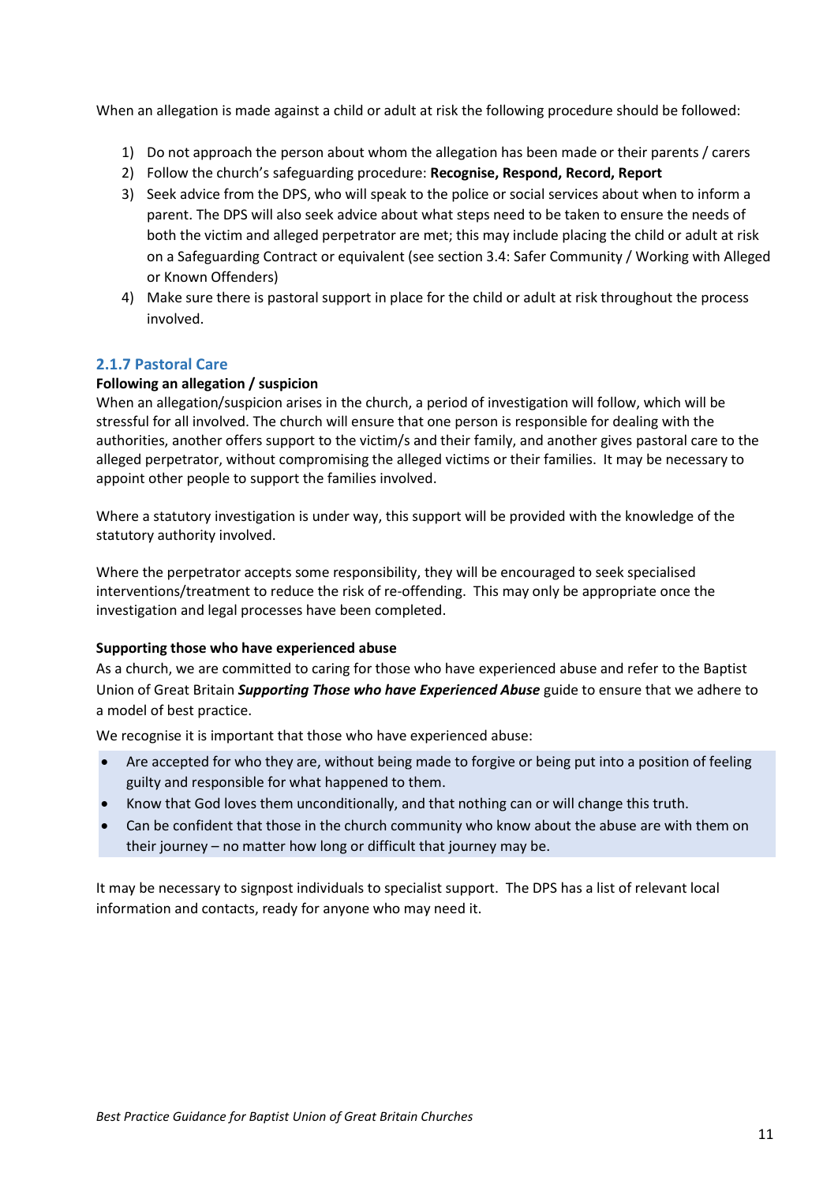When an allegation is made against a child or adult at risk the following procedure should be followed:

1) Do not approach the person about whom the allegation has been made or their parents / carers
2) Follow the church's safeguarding procedure: **Recognise, Respond, Record, Report**
3) Seek advice from the DPS, who will speak to the police or social services about when to inform a parent. The DPS will also seek advice about what steps need to be taken to ensure the needs of both the victim and alleged perpetrator are met; this may include placing the child or adult at risk on a Safeguarding Contract or equivalent (see section 3.4: Safer Community / Working with Alleged or Known Offenders)
4) Make sure there is pastoral support in place for the child or adult at risk throughout the process involved.

### 2.1.7 Pastoral Care

**Following an allegation / suspicion**

When an allegation/suspicion arises in the church, a period of investigation will follow, which will be stressful for all involved. The church will ensure that one person is responsible for dealing with the authorities, another offers support to the victim/s and their family, and another gives pastoral care to the alleged perpetrator, without compromising the alleged victims or their families. It may be necessary to appoint other people to support the families involved.

Where a statutory investigation is under way, this support will be provided with the knowledge of the statutory authority involved.

Where the perpetrator accepts some responsibility, they will be encouraged to seek specialised interventions/treatment to reduce the risk of re-offending. This may only be appropriate once the investigation and legal processes have been completed.

**Supporting those who have experienced abuse**

As a church, we are committed to caring for those who have experienced abuse and refer to the Baptist Union of Great Britain ***Supporting Those who have Experienced Abuse*** guide to ensure that we adhere to a model of best practice.

We recognise it is important that those who have experienced abuse:

- Are accepted for who they are, without being made to forgive or being put into a position of feeling guilty and responsible for what happened to them.
- Know that God loves them unconditionally, and that nothing can or will change this truth.
- Can be confident that those in the church community who know about the abuse are with them on their journey – no matter how long or difficult that journey may be.

It may be necessary to signpost individuals to specialist support. The DPS has a list of relevant local information and contacts, ready for anyone who may need it.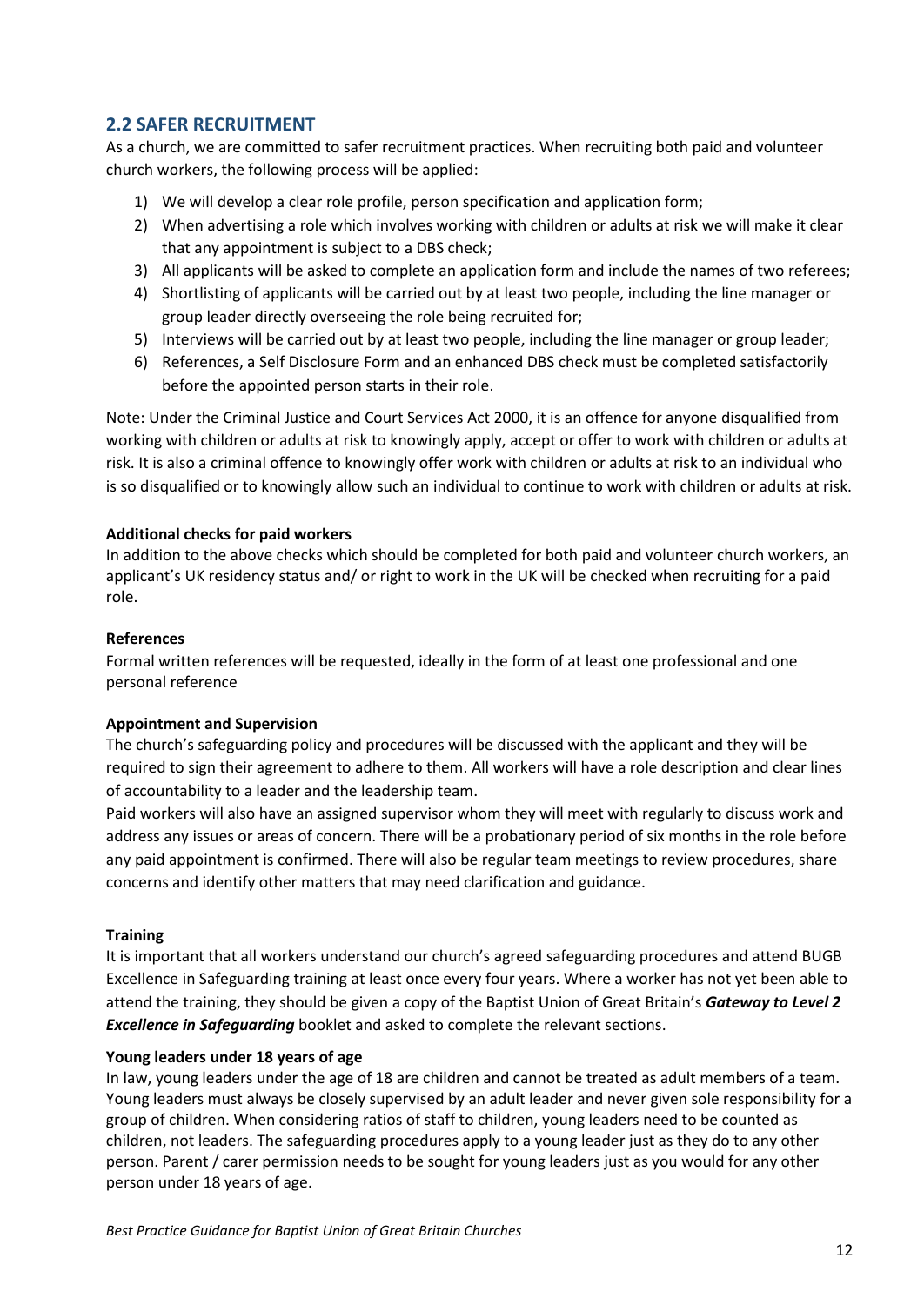## 2.2 SAFER RECRUITMENT

As a church, we are committed to safer recruitment practices. When recruiting both paid and volunteer church workers, the following process will be applied:

1) We will develop a clear role profile, person specification and application form;
2) When advertising a role which involves working with children or adults at risk we will make it clear that any appointment is subject to a DBS check;
3) All applicants will be asked to complete an application form and include the names of two referees;
4) Shortlisting of applicants will be carried out by at least two people, including the line manager or group leader directly overseeing the role being recruited for;
5) Interviews will be carried out by at least two people, including the line manager or group leader;
6) References, a Self Disclosure Form and an enhanced DBS check must be completed satisfactorily before the appointed person starts in their role.

Note: Under the Criminal Justice and Court Services Act 2000, it is an offence for anyone disqualified from working with children or adults at risk to knowingly apply, accept or offer to work with children or adults at risk. It is also a criminal offence to knowingly offer work with children or adults at risk to an individual who is so disqualified or to knowingly allow such an individual to continue to work with children or adults at risk.

**Additional checks for paid workers**

In addition to the above checks which should be completed for both paid and volunteer church workers, an applicant's UK residency status and/ or right to work in the UK will be checked when recruiting for a paid role.

**References**

Formal written references will be requested, ideally in the form of at least one professional and one personal reference

**Appointment and Supervision**

The church's safeguarding policy and procedures will be discussed with the applicant and they will be required to sign their agreement to adhere to them. All workers will have a role description and clear lines of accountability to a leader and the leadership team.

Paid workers will also have an assigned supervisor whom they will meet with regularly to discuss work and address any issues or areas of concern. There will be a probationary period of six months in the role before any paid appointment is confirmed. There will also be regular team meetings to review procedures, share concerns and identify other matters that may need clarification and guidance.

**Training**

It is important that all workers understand our church's agreed safeguarding procedures and attend BUGB Excellence in Safeguarding training at least once every four years. Where a worker has not yet been able to attend the training, they should be given a copy of the Baptist Union of Great Britain's ***Gateway to Level 2 Excellence in Safeguarding*** booklet and asked to complete the relevant sections.

**Young leaders under 18 years of age**

In law, young leaders under the age of 18 are children and cannot be treated as adult members of a team. Young leaders must always be closely supervised by an adult leader and never given sole responsibility for a group of children. When considering ratios of staff to children, young leaders need to be counted as children, not leaders. The safeguarding procedures apply to a young leader just as they do to any other person. Parent / carer permission needs to be sought for young leaders just as you would for any other person under 18 years of age.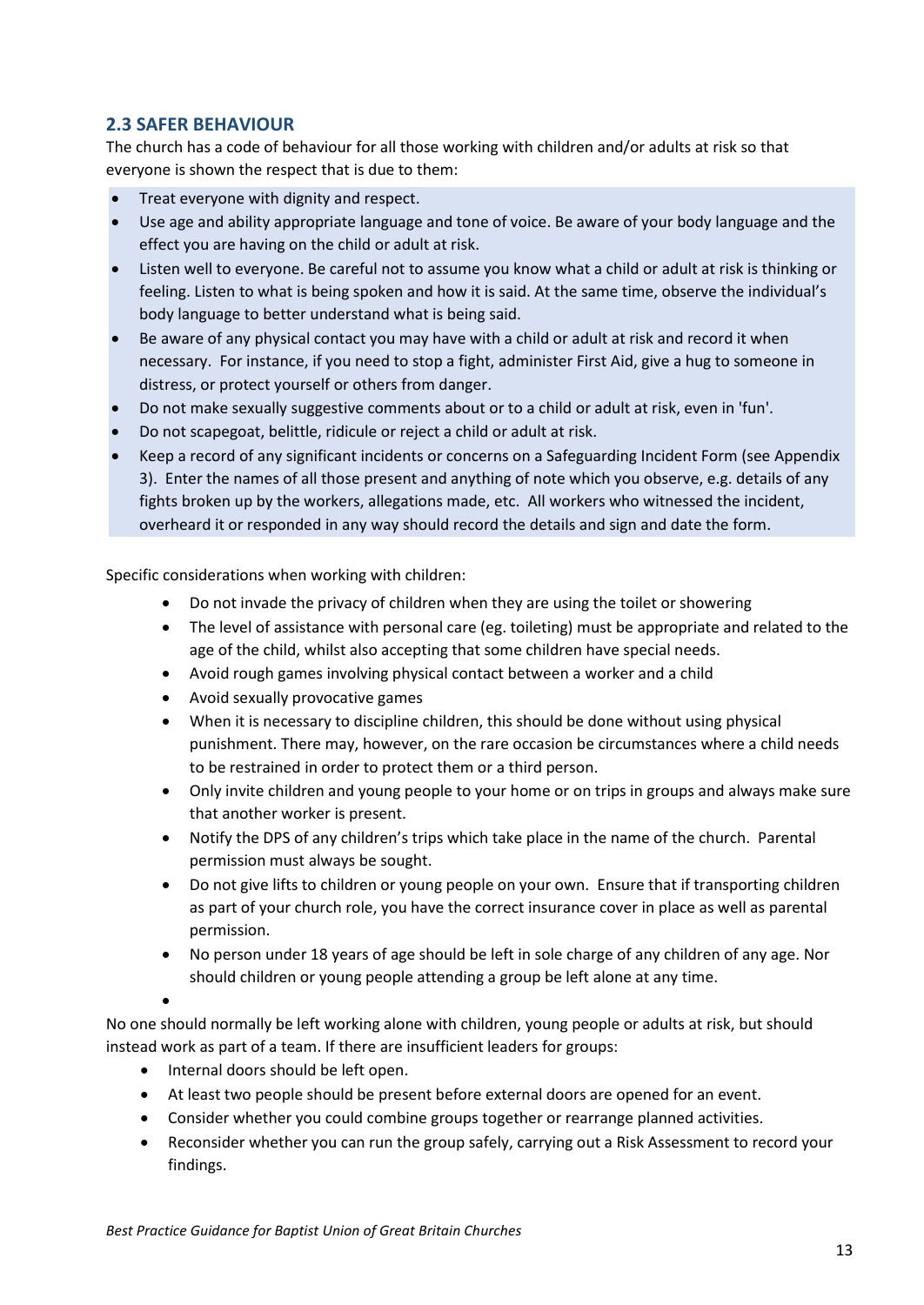## 2.3 SAFER BEHAVIOUR

The church has a code of behaviour for all those working with children and/or adults at risk so that everyone is shown the respect that is due to them:

- Treat everyone with dignity and respect.
- Use age and ability appropriate language and tone of voice. Be aware of your body language and the effect you are having on the child or adult at risk.
- Listen well to everyone. Be careful not to assume you know what a child or adult at risk is thinking or feeling. Listen to what is being spoken and how it is said. At the same time, observe the individual's body language to better understand what is being said.
- Be aware of any physical contact you may have with a child or adult at risk and record it when necessary. For instance, if you need to stop a fight, administer First Aid, give a hug to someone in distress, or protect yourself or others from danger.
- Do not make sexually suggestive comments about or to a child or adult at risk, even in 'fun'.
- Do not scapegoat, belittle, ridicule or reject a child or adult at risk.
- Keep a record of any significant incidents or concerns on a Safeguarding Incident Form (see Appendix 3). Enter the names of all those present and anything of note which you observe, e.g. details of any fights broken up by the workers, allegations made, etc. All workers who witnessed the incident, overheard it or responded in any way should record the details and sign and date the form.

Specific considerations when working with children:

- Do not invade the privacy of children when they are using the toilet or showering
- The level of assistance with personal care (eg. toileting) must be appropriate and related to the age of the child, whilst also accepting that some children have special needs.
- Avoid rough games involving physical contact between a worker and a child
- Avoid sexually provocative games
- When it is necessary to discipline children, this should be done without using physical punishment. There may, however, on the rare occasion be circumstances where a child needs to be restrained in order to protect them or a third person.
- Only invite children and young people to your home or on trips in groups and always make sure that another worker is present.
- Notify the DPS of any children's trips which take place in the name of the church. Parental permission must always be sought.
- Do not give lifts to children or young people on your own. Ensure that if transporting children as part of your church role, you have the correct insurance cover in place as well as parental permission.
- No person under 18 years of age should be left in sole charge of any children of any age. Nor should children or young people attending a group be left alone at any time.

No one should normally be left working alone with children, young people or adults at risk, but should instead work as part of a team. If there are insufficient leaders for groups:

- Internal doors should be left open.
- At least two people should be present before external doors are opened for an event.
- Consider whether you could combine groups together or rearrange planned activities.
- Reconsider whether you can run the group safely, carrying out a Risk Assessment to record your findings.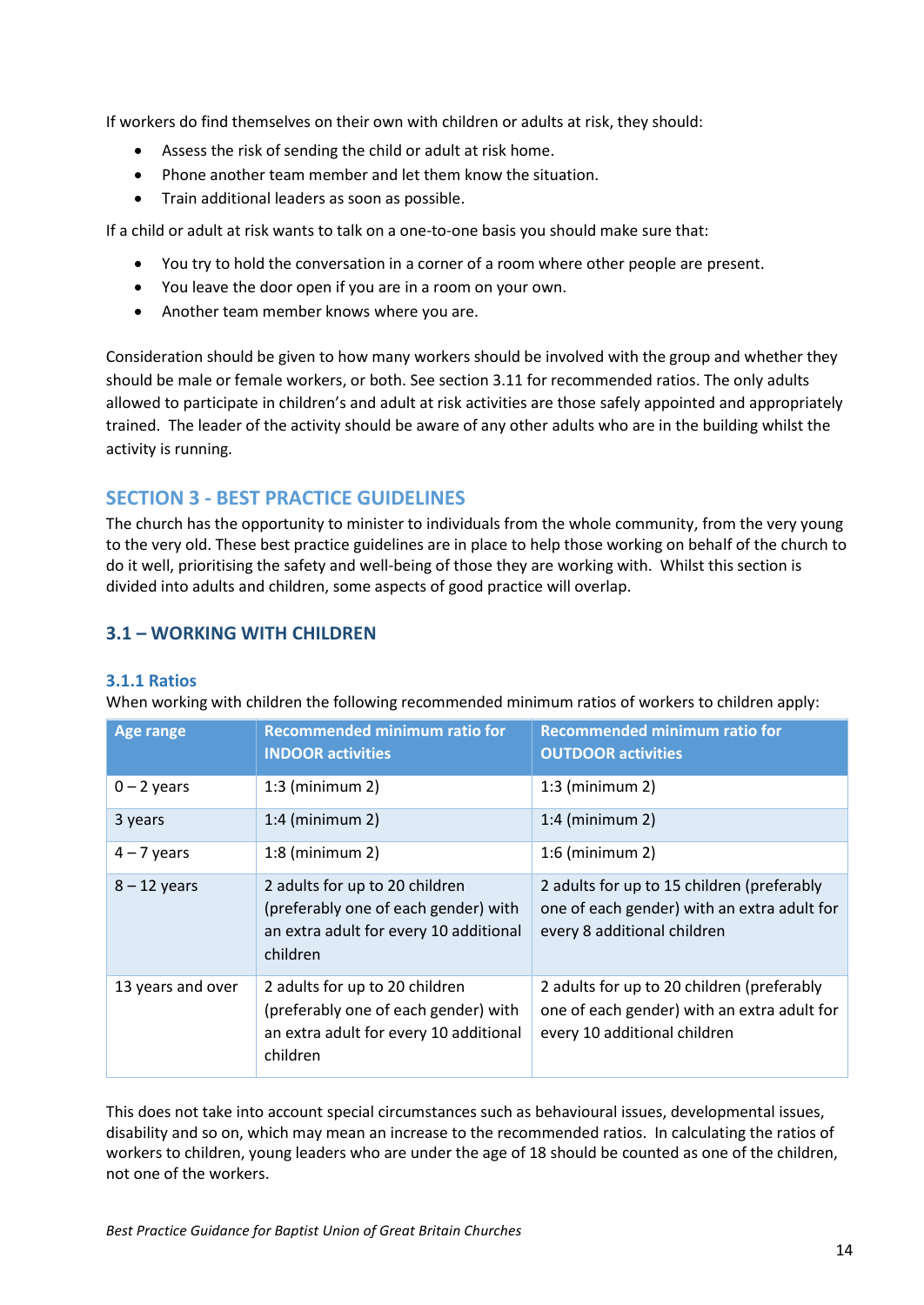If workers do find themselves on their own with children or adults at risk, they should:

- Assess the risk of sending the child or adult at risk home.
- Phone another team member and let them know the situation.
- Train additional leaders as soon as possible.

If a child or adult at risk wants to talk on a one-to-one basis you should make sure that:

- You try to hold the conversation in a corner of a room where other people are present.
- You leave the door open if you are in a room on your own.
- Another team member knows where you are.

Consideration should be given to how many workers should be involved with the group and whether they should be male or female workers, or both. See section 3.11 for recommended ratios. The only adults allowed to participate in children's and adult at risk activities are those safely appointed and appropriately trained. The leader of the activity should be aware of any other adults who are in the building whilst the activity is running.

## SECTION 3 - BEST PRACTICE GUIDELINES

The church has the opportunity to minister to individuals from the whole community, from the very young to the very old. These best practice guidelines are in place to help those working on behalf of the church to do it well, prioritising the safety and well-being of those they are working with. Whilst this section is divided into adults and children, some aspects of good practice will overlap.

### 3.1 – WORKING WITH CHILDREN

#### 3.1.1 Ratios

When working with children the following recommended minimum ratios of workers to children apply:

| Age range | Recommended minimum ratio for INDOOR activities | Recommended minimum ratio for OUTDOOR activities |
|---|---|---|
| 0 – 2 years | 1:3 (minimum 2) | 1:3 (minimum 2) |
| 3 years | 1:4 (minimum 2) | 1:4 (minimum 2) |
| 4 – 7 years | 1:8 (minimum 2) | 1:6 (minimum 2) |
| 8 – 12 years | 2 adults for up to 20 children (preferably one of each gender) with an extra adult for every 10 additional children | 2 adults for up to 15 children (preferably one of each gender) with an extra adult for every 8 additional children |
| 13 years and over | 2 adults for up to 20 children (preferably one of each gender) with an extra adult for every 10 additional children | 2 adults for up to 20 children (preferably one of each gender) with an extra adult for every 10 additional children |

This does not take into account special circumstances such as behavioural issues, developmental issues, disability and so on, which may mean an increase to the recommended ratios. In calculating the ratios of workers to children, young leaders who are under the age of 18 should be counted as one of the children, not one of the workers.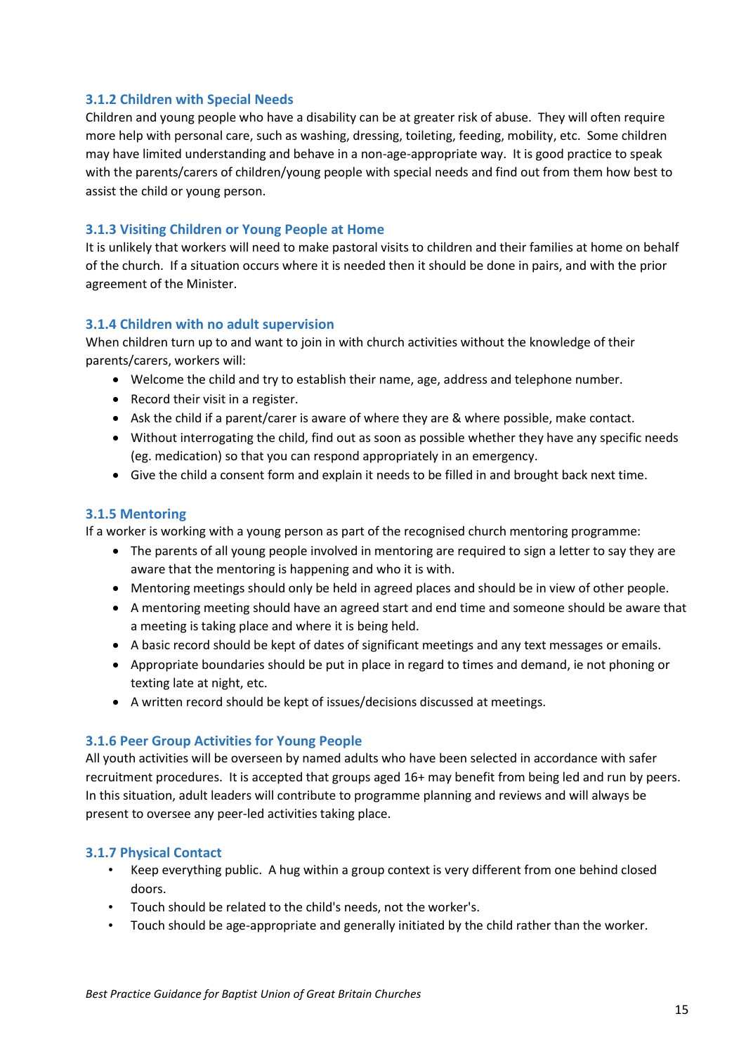### 3.1.2 Children with Special Needs

Children and young people who have a disability can be at greater risk of abuse. They will often require more help with personal care, such as washing, dressing, toileting, feeding, mobility, etc. Some children may have limited understanding and behave in a non-age-appropriate way. It is good practice to speak with the parents/carers of children/young people with special needs and find out from them how best to assist the child or young person.

### 3.1.3 Visiting Children or Young People at Home

It is unlikely that workers will need to make pastoral visits to children and their families at home on behalf of the church. If a situation occurs where it is needed then it should be done in pairs, and with the prior agreement of the Minister.

### 3.1.4 Children with no adult supervision

When children turn up to and want to join in with church activities without the knowledge of their parents/carers, workers will:

- Welcome the child and try to establish their name, age, address and telephone number.
- Record their visit in a register.
- Ask the child if a parent/carer is aware of where they are & where possible, make contact.
- Without interrogating the child, find out as soon as possible whether they have any specific needs (eg. medication) so that you can respond appropriately in an emergency.
- Give the child a consent form and explain it needs to be filled in and brought back next time.

### 3.1.5 Mentoring

If a worker is working with a young person as part of the recognised church mentoring programme:

- The parents of all young people involved in mentoring are required to sign a letter to say they are aware that the mentoring is happening and who it is with.
- Mentoring meetings should only be held in agreed places and should be in view of other people.
- A mentoring meeting should have an agreed start and end time and someone should be aware that a meeting is taking place and where it is being held.
- A basic record should be kept of dates of significant meetings and any text messages or emails.
- Appropriate boundaries should be put in place in regard to times and demand, ie not phoning or texting late at night, etc.
- A written record should be kept of issues/decisions discussed at meetings.

### 3.1.6 Peer Group Activities for Young People

All youth activities will be overseen by named adults who have been selected in accordance with safer recruitment procedures. It is accepted that groups aged 16+ may benefit from being led and run by peers. In this situation, adult leaders will contribute to programme planning and reviews and will always be present to oversee any peer-led activities taking place.

### 3.1.7 Physical Contact

- Keep everything public. A hug within a group context is very different from one behind closed doors.
- Touch should be related to the child's needs, not the worker's.
- Touch should be age-appropriate and generally initiated by the child rather than the worker.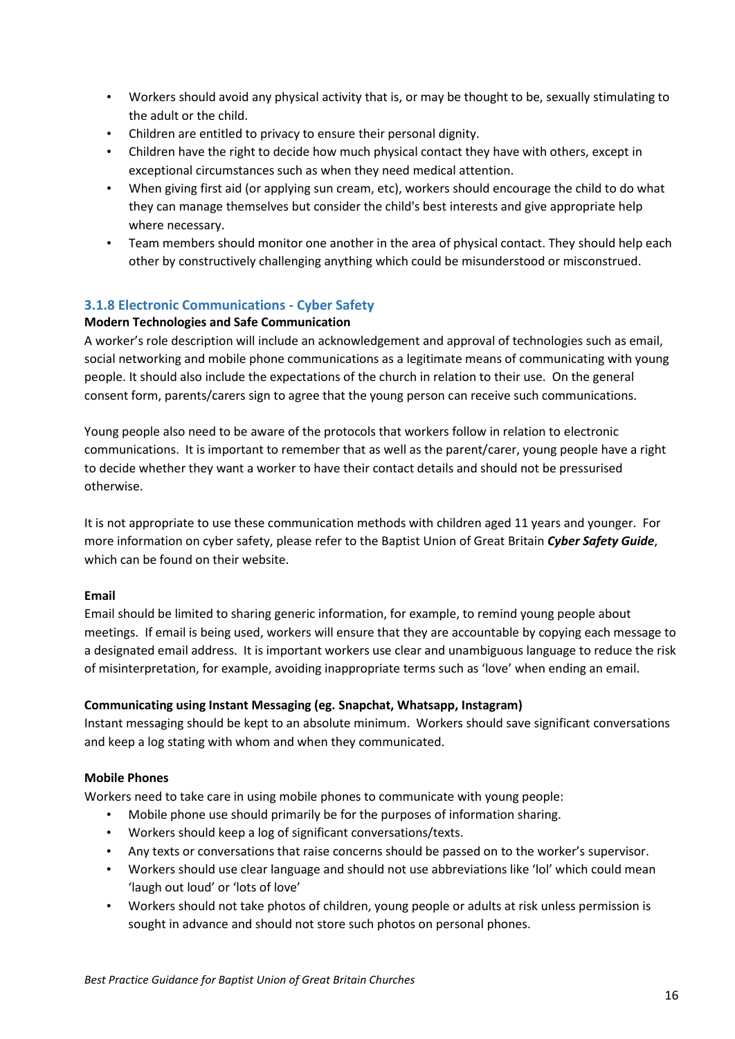- Workers should avoid any physical activity that is, or may be thought to be, sexually stimulating to the adult or the child.
- Children are entitled to privacy to ensure their personal dignity.
- Children have the right to decide how much physical contact they have with others, except in exceptional circumstances such as when they need medical attention.
- When giving first aid (or applying sun cream, etc), workers should encourage the child to do what they can manage themselves but consider the child's best interests and give appropriate help where necessary.
- Team members should monitor one another in the area of physical contact. They should help each other by constructively challenging anything which could be misunderstood or misconstrued.

### 3.1.8 Electronic Communications - Cyber Safety

**Modern Technologies and Safe Communication**

A worker's role description will include an acknowledgement and approval of technologies such as email, social networking and mobile phone communications as a legitimate means of communicating with young people. It should also include the expectations of the church in relation to their use. On the general consent form, parents/carers sign to agree that the young person can receive such communications.

Young people also need to be aware of the protocols that workers follow in relation to electronic communications. It is important to remember that as well as the parent/carer, young people have a right to decide whether they want a worker to have their contact details and should not be pressurised otherwise.

It is not appropriate to use these communication methods with children aged 11 years and younger. For more information on cyber safety, please refer to the Baptist Union of Great Britain ***Cyber Safety Guide***, which can be found on their website.

**Email**

Email should be limited to sharing generic information, for example, to remind young people about meetings. If email is being used, workers will ensure that they are accountable by copying each message to a designated email address. It is important workers use clear and unambiguous language to reduce the risk of misinterpretation, for example, avoiding inappropriate terms such as 'love' when ending an email.

**Communicating using Instant Messaging (eg. Snapchat, Whatsapp, Instagram)**

Instant messaging should be kept to an absolute minimum. Workers should save significant conversations and keep a log stating with whom and when they communicated.

**Mobile Phones**

Workers need to take care in using mobile phones to communicate with young people:

- Mobile phone use should primarily be for the purposes of information sharing.
- Workers should keep a log of significant conversations/texts.
- Any texts or conversations that raise concerns should be passed on to the worker's supervisor.
- Workers should use clear language and should not use abbreviations like 'lol' which could mean 'laugh out loud' or 'lots of love'
- Workers should not take photos of children, young people or adults at risk unless permission is sought in advance and should not store such photos on personal phones.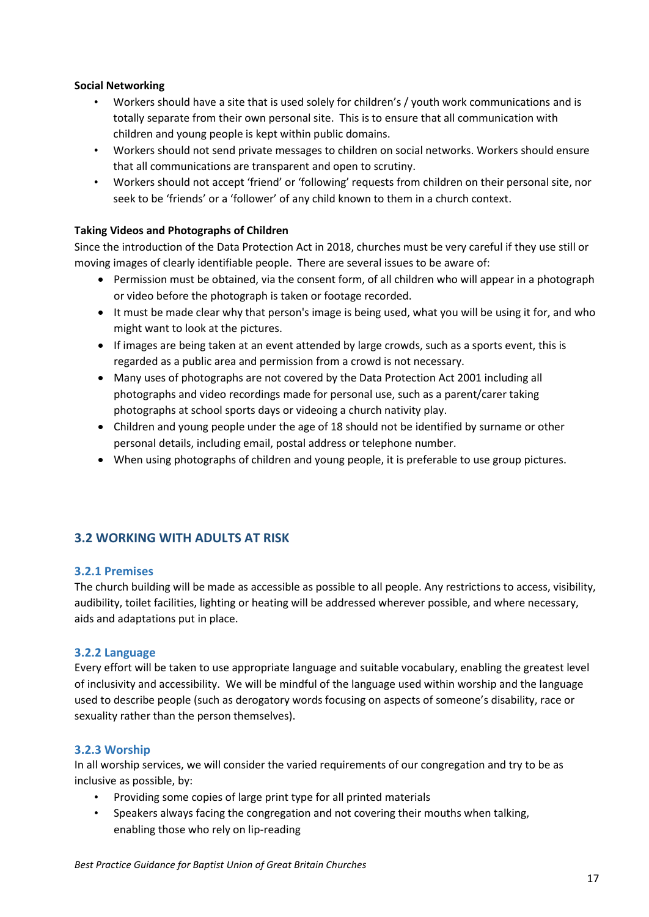**Social Networking**

- Workers should have a site that is used solely for children's / youth work communications and is totally separate from their own personal site. This is to ensure that all communication with children and young people is kept within public domains.
- Workers should not send private messages to children on social networks. Workers should ensure that all communications are transparent and open to scrutiny.
- Workers should not accept 'friend' or 'following' requests from children on their personal site, nor seek to be 'friends' or a 'follower' of any child known to them in a church context.

**Taking Videos and Photographs of Children**

Since the introduction of the Data Protection Act in 2018, churches must be very careful if they use still or moving images of clearly identifiable people. There are several issues to be aware of:

- Permission must be obtained, via the consent form, of all children who will appear in a photograph or video before the photograph is taken or footage recorded.
- It must be made clear why that person's image is being used, what you will be using it for, and who might want to look at the pictures.
- If images are being taken at an event attended by large crowds, such as a sports event, this is regarded as a public area and permission from a crowd is not necessary.
- Many uses of photographs are not covered by the Data Protection Act 2001 including all photographs and video recordings made for personal use, such as a parent/carer taking photographs at school sports days or videoing a church nativity play.
- Children and young people under the age of 18 should not be identified by surname or other personal details, including email, postal address or telephone number.
- When using photographs of children and young people, it is preferable to use group pictures.

## 3.2 WORKING WITH ADULTS AT RISK

### 3.2.1 Premises

The church building will be made as accessible as possible to all people. Any restrictions to access, visibility, audibility, toilet facilities, lighting or heating will be addressed wherever possible, and where necessary, aids and adaptations put in place.

### 3.2.2 Language

Every effort will be taken to use appropriate language and suitable vocabulary, enabling the greatest level of inclusivity and accessibility. We will be mindful of the language used within worship and the language used to describe people (such as derogatory words focusing on aspects of someone's disability, race or sexuality rather than the person themselves).

### 3.2.3 Worship

In all worship services, we will consider the varied requirements of our congregation and try to be as inclusive as possible, by:

- Providing some copies of large print type for all printed materials
- Speakers always facing the congregation and not covering their mouths when talking, enabling those who rely on lip-reading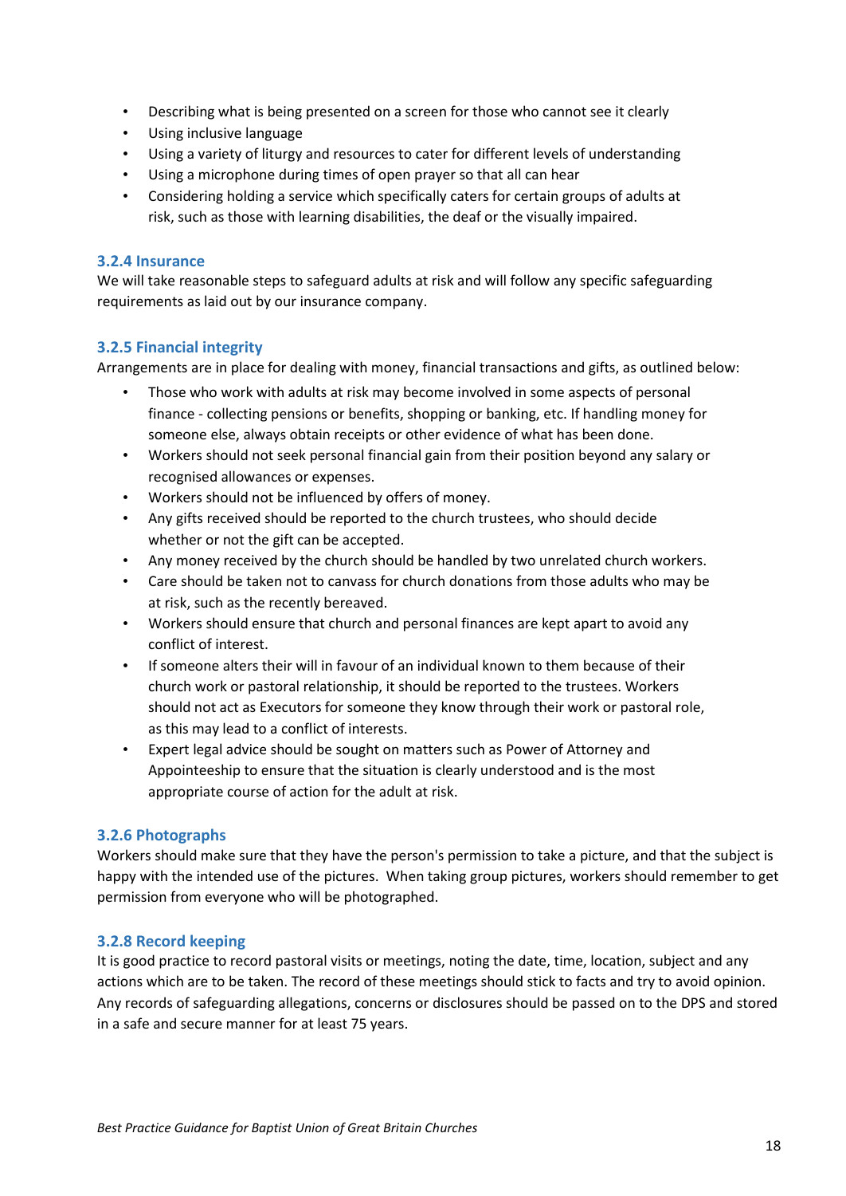- Describing what is being presented on a screen for those who cannot see it clearly
- Using inclusive language
- Using a variety of liturgy and resources to cater for different levels of understanding
- Using a microphone during times of open prayer so that all can hear
- Considering holding a service which specifically caters for certain groups of adults at risk, such as those with learning disabilities, the deaf or the visually impaired.

### 3.2.4 Insurance

We will take reasonable steps to safeguard adults at risk and will follow any specific safeguarding requirements as laid out by our insurance company.

### 3.2.5 Financial integrity

Arrangements are in place for dealing with money, financial transactions and gifts, as outlined below:

- Those who work with adults at risk may become involved in some aspects of personal finance - collecting pensions or benefits, shopping or banking, etc. If handling money for someone else, always obtain receipts or other evidence of what has been done.
- Workers should not seek personal financial gain from their position beyond any salary or recognised allowances or expenses.
- Workers should not be influenced by offers of money.
- Any gifts received should be reported to the church trustees, who should decide whether or not the gift can be accepted.
- Any money received by the church should be handled by two unrelated church workers.
- Care should be taken not to canvass for church donations from those adults who may be at risk, such as the recently bereaved.
- Workers should ensure that church and personal finances are kept apart to avoid any conflict of interest.
- If someone alters their will in favour of an individual known to them because of their church work or pastoral relationship, it should be reported to the trustees. Workers should not act as Executors for someone they know through their work or pastoral role, as this may lead to a conflict of interests.
- Expert legal advice should be sought on matters such as Power of Attorney and Appointeeship to ensure that the situation is clearly understood and is the most appropriate course of action for the adult at risk.

### 3.2.6 Photographs

Workers should make sure that they have the person's permission to take a picture, and that the subject is happy with the intended use of the pictures. When taking group pictures, workers should remember to get permission from everyone who will be photographed.

### 3.2.8 Record keeping

It is good practice to record pastoral visits or meetings, noting the date, time, location, subject and any actions which are to be taken. The record of these meetings should stick to facts and try to avoid opinion. Any records of safeguarding allegations, concerns or disclosures should be passed on to the DPS and stored in a safe and secure manner for at least 75 years.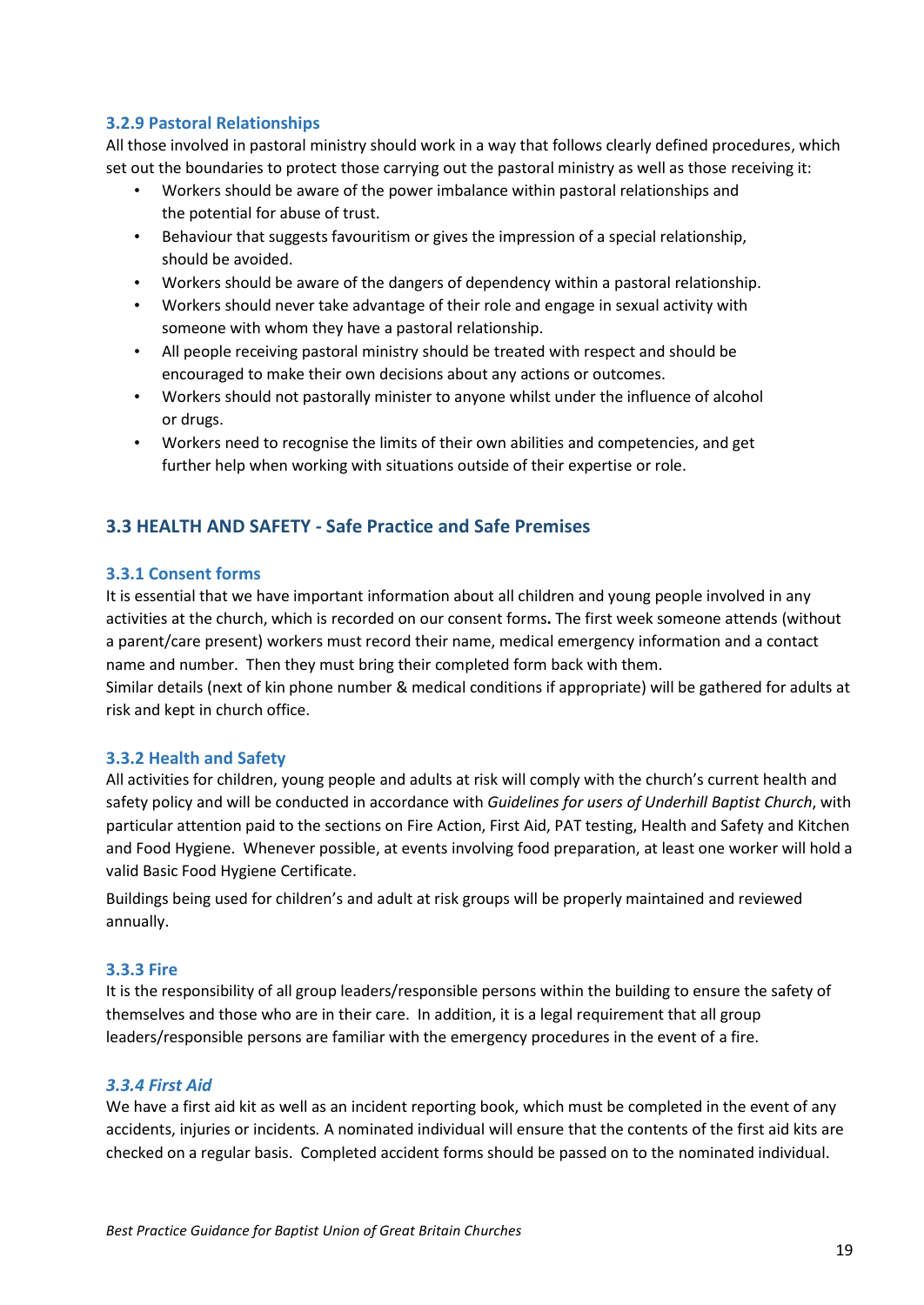### 3.2.9 Pastoral Relationships

All those involved in pastoral ministry should work in a way that follows clearly defined procedures, which set out the boundaries to protect those carrying out the pastoral ministry as well as those receiving it:

- Workers should be aware of the power imbalance within pastoral relationships and the potential for abuse of trust.
- Behaviour that suggests favouritism or gives the impression of a special relationship, should be avoided.
- Workers should be aware of the dangers of dependency within a pastoral relationship.
- Workers should never take advantage of their role and engage in sexual activity with someone with whom they have a pastoral relationship.
- All people receiving pastoral ministry should be treated with respect and should be encouraged to make their own decisions about any actions or outcomes.
- Workers should not pastorally minister to anyone whilst under the influence of alcohol or drugs.
- Workers need to recognise the limits of their own abilities and competencies, and get further help when working with situations outside of their expertise or role.

## 3.3 HEALTH AND SAFETY - Safe Practice and Safe Premises

### 3.3.1 Consent forms

It is essential that we have important information about all children and young people involved in any activities at the church, which is recorded on our consent forms**.** The first week someone attends (without a parent/care present) workers must record their name, medical emergency information and a contact name and number. Then they must bring their completed form back with them.

Similar details (next of kin phone number & medical conditions if appropriate) will be gathered for adults at risk and kept in church office.

### 3.3.2 Health and Safety

All activities for children, young people and adults at risk will comply with the church's current health and safety policy and will be conducted in accordance with *Guidelines for users of Underhill Baptist Church*, with particular attention paid to the sections on Fire Action, First Aid, PAT testing, Health and Safety and Kitchen and Food Hygiene. Whenever possible, at events involving food preparation, at least one worker will hold a valid Basic Food Hygiene Certificate.

Buildings being used for children's and adult at risk groups will be properly maintained and reviewed annually.

### 3.3.3 Fire

It is the responsibility of all group leaders/responsible persons within the building to ensure the safety of themselves and those who are in their care. In addition, it is a legal requirement that all group leaders/responsible persons are familiar with the emergency procedures in the event of a fire.

### *3.3.4 First Aid*

We have a first aid kit as well as an incident reporting book, which must be completed in the event of any accidents, injuries or incidents*.* A nominated individual will ensure that the contents of the first aid kits are checked on a regular basis. Completed accident forms should be passed on to the nominated individual.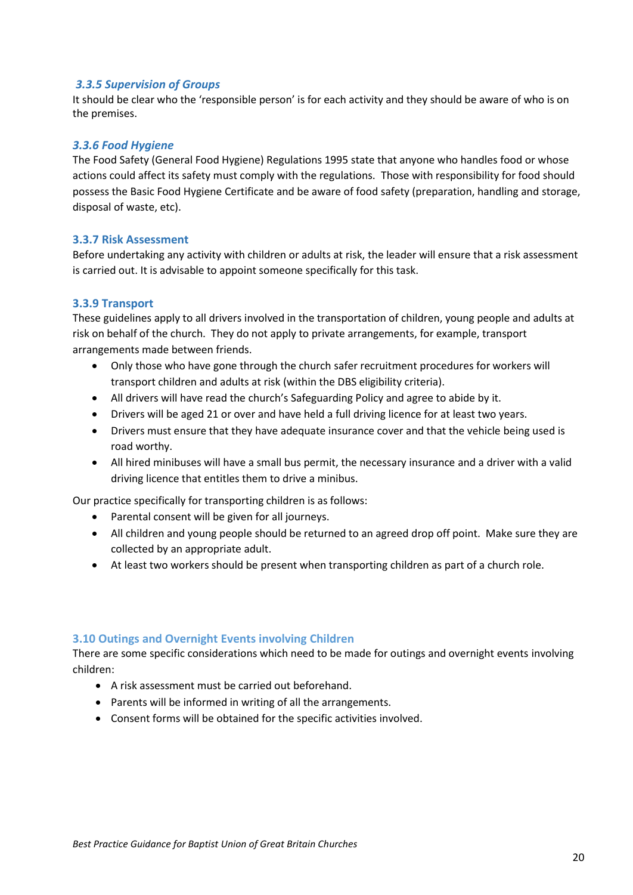### *3.3.5 Supervision of Groups*

It should be clear who the 'responsible person' is for each activity and they should be aware of who is on the premises.

### *3.3.6 Food Hygiene*

The Food Safety (General Food Hygiene) Regulations 1995 state that anyone who handles food or whose actions could affect its safety must comply with the regulations. Those with responsibility for food should possess the Basic Food Hygiene Certificate and be aware of food safety (preparation, handling and storage, disposal of waste, etc).

### 3.3.7 Risk Assessment

Before undertaking any activity with children or adults at risk, the leader will ensure that a risk assessment is carried out. It is advisable to appoint someone specifically for this task.

### 3.3.9 Transport

These guidelines apply to all drivers involved in the transportation of children, young people and adults at risk on behalf of the church. They do not apply to private arrangements, for example, transport arrangements made between friends.

- Only those who have gone through the church safer recruitment procedures for workers will transport children and adults at risk (within the DBS eligibility criteria).
- All drivers will have read the church's Safeguarding Policy and agree to abide by it.
- Drivers will be aged 21 or over and have held a full driving licence for at least two years.
- Drivers must ensure that they have adequate insurance cover and that the vehicle being used is road worthy.
- All hired minibuses will have a small bus permit, the necessary insurance and a driver with a valid driving licence that entitles them to drive a minibus.

Our practice specifically for transporting children is as follows:

- Parental consent will be given for all journeys.
- All children and young people should be returned to an agreed drop off point. Make sure they are collected by an appropriate adult.
- At least two workers should be present when transporting children as part of a church role.

### 3.10 Outings and Overnight Events involving Children

There are some specific considerations which need to be made for outings and overnight events involving children:

- A risk assessment must be carried out beforehand.
- Parents will be informed in writing of all the arrangements.
- Consent forms will be obtained for the specific activities involved.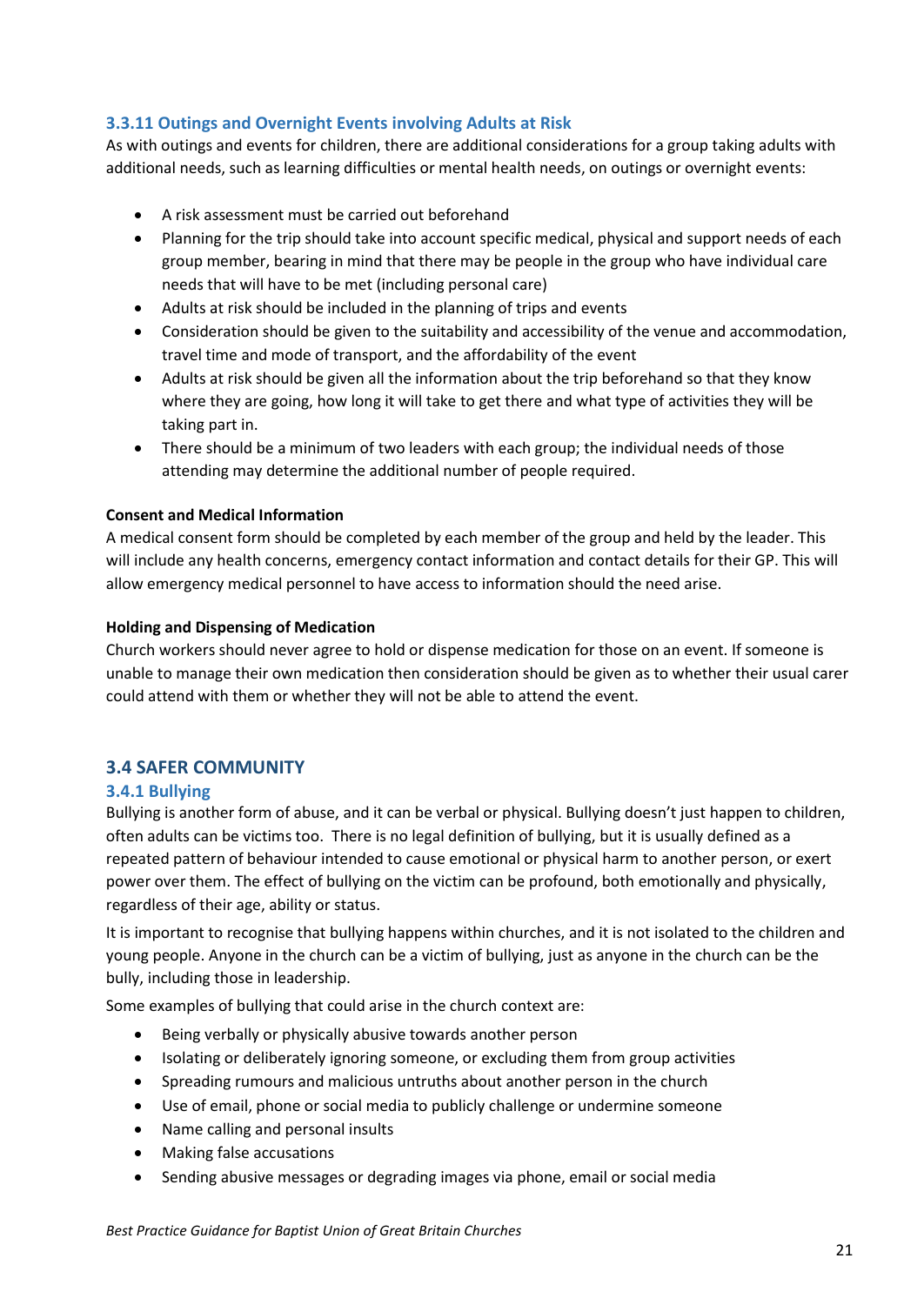### 3.3.11 Outings and Overnight Events involving Adults at Risk

As with outings and events for children, there are additional considerations for a group taking adults with additional needs, such as learning difficulties or mental health needs, on outings or overnight events:

- A risk assessment must be carried out beforehand
- Planning for the trip should take into account specific medical, physical and support needs of each group member, bearing in mind that there may be people in the group who have individual care needs that will have to be met (including personal care)
- Adults at risk should be included in the planning of trips and events
- Consideration should be given to the suitability and accessibility of the venue and accommodation, travel time and mode of transport, and the affordability of the event
- Adults at risk should be given all the information about the trip beforehand so that they know where they are going, how long it will take to get there and what type of activities they will be taking part in.
- There should be a minimum of two leaders with each group; the individual needs of those attending may determine the additional number of people required.

**Consent and Medical Information**

A medical consent form should be completed by each member of the group and held by the leader. This will include any health concerns, emergency contact information and contact details for their GP. This will allow emergency medical personnel to have access to information should the need arise.

**Holding and Dispensing of Medication**

Church workers should never agree to hold or dispense medication for those on an event. If someone is unable to manage their own medication then consideration should be given as to whether their usual carer could attend with them or whether they will not be able to attend the event.

## 3.4 SAFER COMMUNITY

### 3.4.1 Bullying

Bullying is another form of abuse, and it can be verbal or physical. Bullying doesn't just happen to children, often adults can be victims too. There is no legal definition of bullying, but it is usually defined as a repeated pattern of behaviour intended to cause emotional or physical harm to another person, or exert power over them. The effect of bullying on the victim can be profound, both emotionally and physically, regardless of their age, ability or status.

It is important to recognise that bullying happens within churches, and it is not isolated to the children and young people. Anyone in the church can be a victim of bullying, just as anyone in the church can be the bully, including those in leadership.

Some examples of bullying that could arise in the church context are:

- Being verbally or physically abusive towards another person
- Isolating or deliberately ignoring someone, or excluding them from group activities
- Spreading rumours and malicious untruths about another person in the church
- Use of email, phone or social media to publicly challenge or undermine someone
- Name calling and personal insults
- Making false accusations
- Sending abusive messages or degrading images via phone, email or social media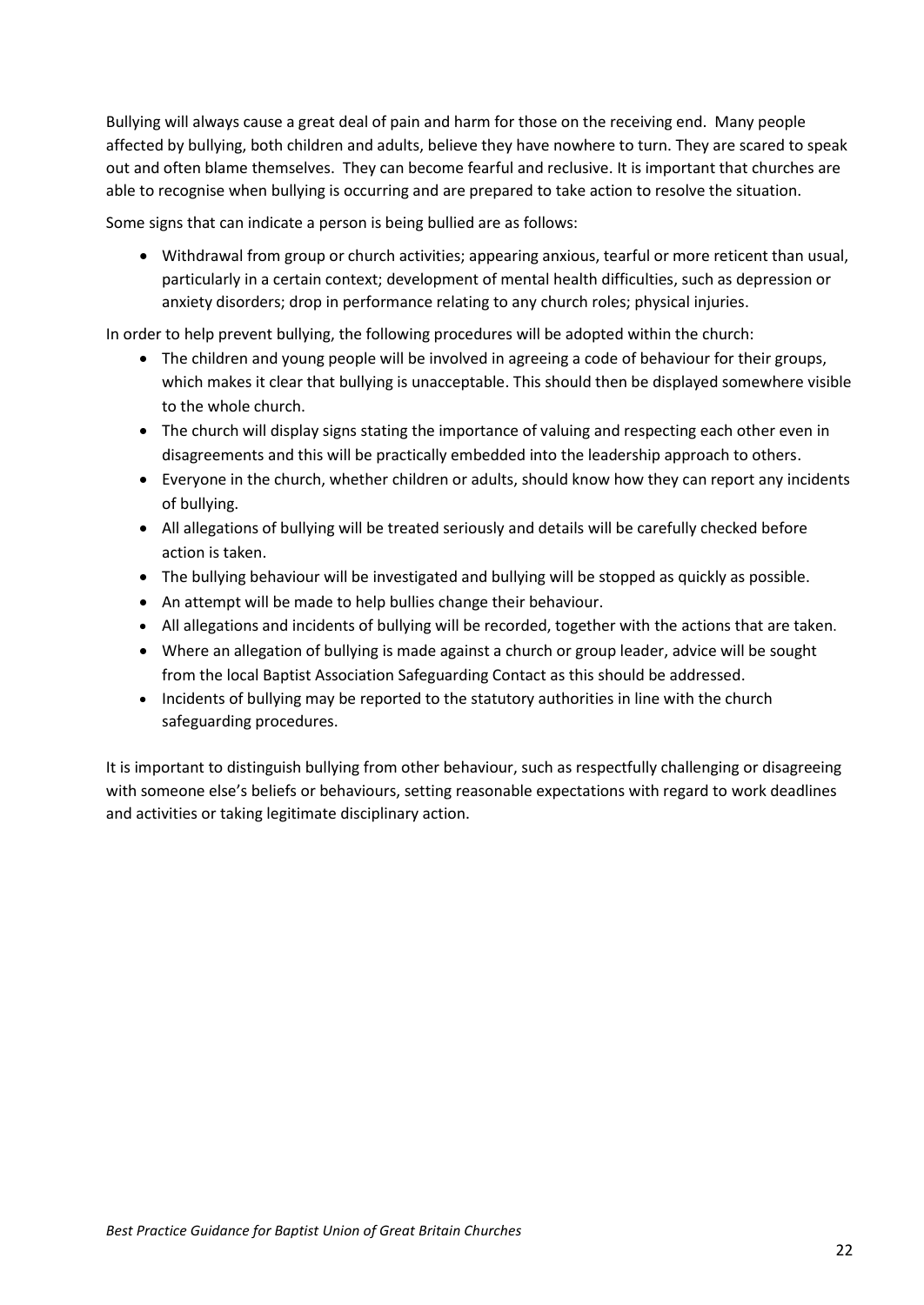Bullying will always cause a great deal of pain and harm for those on the receiving end. Many people affected by bullying, both children and adults, believe they have nowhere to turn. They are scared to speak out and often blame themselves. They can become fearful and reclusive. It is important that churches are able to recognise when bullying is occurring and are prepared to take action to resolve the situation.

Some signs that can indicate a person is being bullied are as follows:

- Withdrawal from group or church activities; appearing anxious, tearful or more reticent than usual, particularly in a certain context; development of mental health difficulties, such as depression or anxiety disorders; drop in performance relating to any church roles; physical injuries.

In order to help prevent bullying, the following procedures will be adopted within the church:

- The children and young people will be involved in agreeing a code of behaviour for their groups, which makes it clear that bullying is unacceptable. This should then be displayed somewhere visible to the whole church.
- The church will display signs stating the importance of valuing and respecting each other even in disagreements and this will be practically embedded into the leadership approach to others.
- Everyone in the church, whether children or adults, should know how they can report any incidents of bullying.
- All allegations of bullying will be treated seriously and details will be carefully checked before action is taken.
- The bullying behaviour will be investigated and bullying will be stopped as quickly as possible.
- An attempt will be made to help bullies change their behaviour.
- All allegations and incidents of bullying will be recorded, together with the actions that are taken.
- Where an allegation of bullying is made against a church or group leader, advice will be sought from the local Baptist Association Safeguarding Contact as this should be addressed.
- Incidents of bullying may be reported to the statutory authorities in line with the church safeguarding procedures.

It is important to distinguish bullying from other behaviour, such as respectfully challenging or disagreeing with someone else's beliefs or behaviours, setting reasonable expectations with regard to work deadlines and activities or taking legitimate disciplinary action.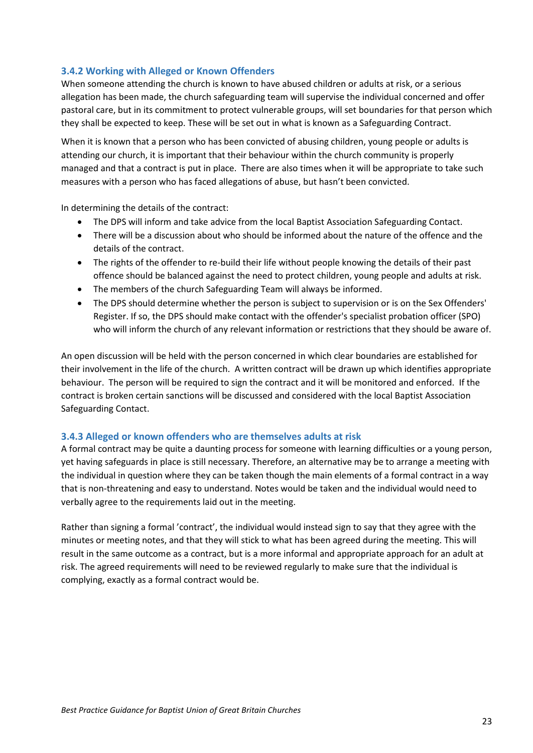### 3.4.2 Working with Alleged or Known Offenders

When someone attending the church is known to have abused children or adults at risk, or a serious allegation has been made, the church safeguarding team will supervise the individual concerned and offer pastoral care, but in its commitment to protect vulnerable groups, will set boundaries for that person which they shall be expected to keep. These will be set out in what is known as a Safeguarding Contract.

When it is known that a person who has been convicted of abusing children, young people or adults is attending our church, it is important that their behaviour within the church community is properly managed and that a contract is put in place. There are also times when it will be appropriate to take such measures with a person who has faced allegations of abuse, but hasn't been convicted.

In determining the details of the contract:

- The DPS will inform and take advice from the local Baptist Association Safeguarding Contact.
- There will be a discussion about who should be informed about the nature of the offence and the details of the contract.
- The rights of the offender to re-build their life without people knowing the details of their past offence should be balanced against the need to protect children, young people and adults at risk.
- The members of the church Safeguarding Team will always be informed.
- The DPS should determine whether the person is subject to supervision or is on the Sex Offenders' Register. If so, the DPS should make contact with the offender's specialist probation officer (SPO) who will inform the church of any relevant information or restrictions that they should be aware of.

An open discussion will be held with the person concerned in which clear boundaries are established for their involvement in the life of the church. A written contract will be drawn up which identifies appropriate behaviour. The person will be required to sign the contract and it will be monitored and enforced. If the contract is broken certain sanctions will be discussed and considered with the local Baptist Association Safeguarding Contact.

### 3.4.3 Alleged or known offenders who are themselves adults at risk

A formal contract may be quite a daunting process for someone with learning difficulties or a young person, yet having safeguards in place is still necessary. Therefore, an alternative may be to arrange a meeting with the individual in question where they can be taken though the main elements of a formal contract in a way that is non-threatening and easy to understand. Notes would be taken and the individual would need to verbally agree to the requirements laid out in the meeting.

Rather than signing a formal 'contract', the individual would instead sign to say that they agree with the minutes or meeting notes, and that they will stick to what has been agreed during the meeting. This will result in the same outcome as a contract, but is a more informal and appropriate approach for an adult at risk. The agreed requirements will need to be reviewed regularly to make sure that the individual is complying, exactly as a formal contract would be.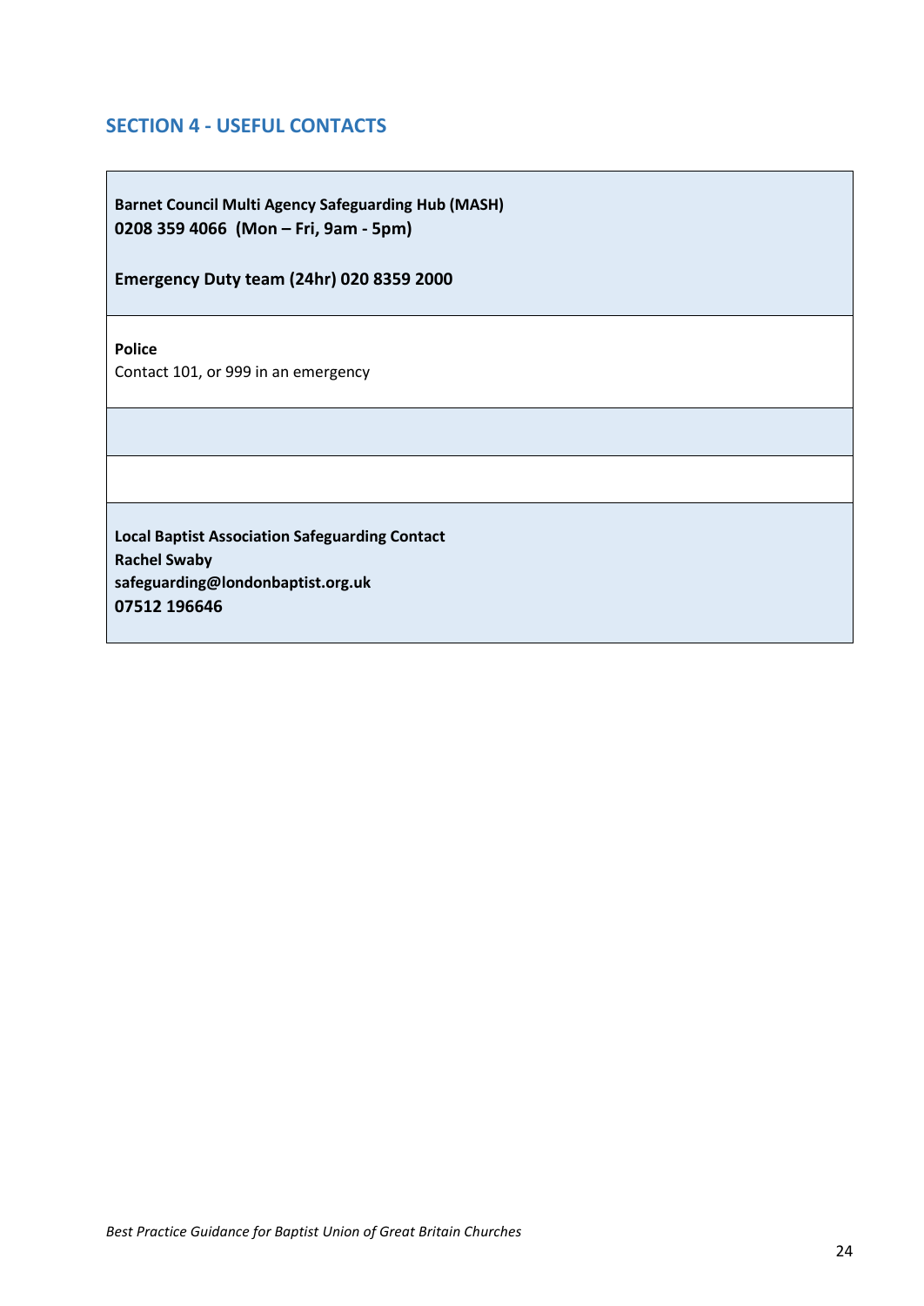## SECTION 4 - USEFUL CONTACTS

**Barnet Council Multi Agency Safeguarding Hub (MASH)**
**0208 359 4066 (Mon – Fri, 9am - 5pm)**

**Emergency Duty team (24hr) 020 8359 2000**

---

**Police**
Contact 101, or 999 in an emergency

---

**Local Baptist Association Safeguarding Contact**
**Rachel Swaby**
**safeguarding@londonbaptist.org.uk**
**07512 196646**

*Best Practice Guidance for Baptist Union of Great Britain Churches*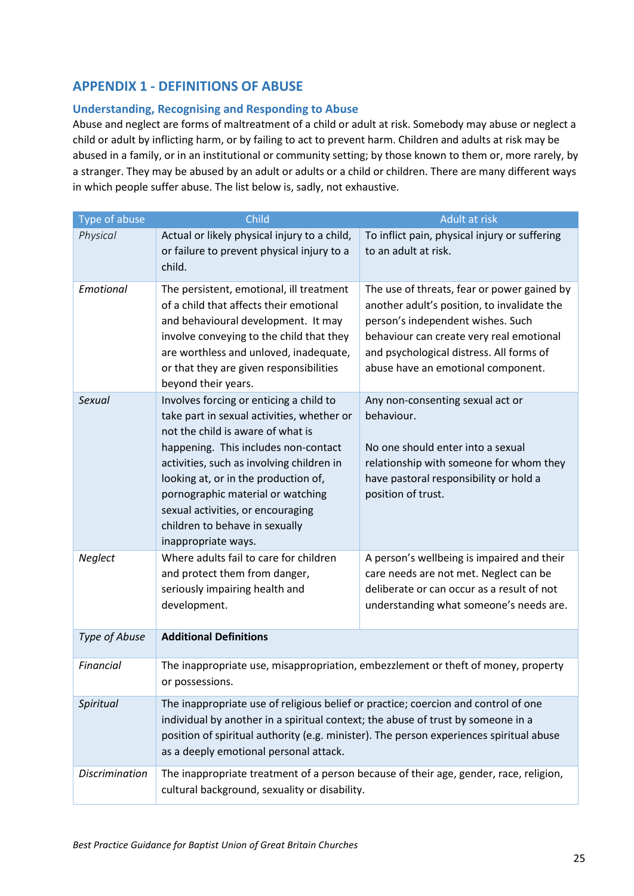## APPENDIX 1 - DEFINITIONS OF ABUSE

### Understanding, Recognising and Responding to Abuse

Abuse and neglect are forms of maltreatment of a child or adult at risk. Somebody may abuse or neglect a child or adult by inflicting harm, or by failing to act to prevent harm. Children and adults at risk may be abused in a family, or in an institutional or community setting; by those known to them or, more rarely, by a stranger. They may be abused by an adult or adults or a child or children. There are many different ways in which people suffer abuse. The list below is, sadly, not exhaustive.

| Type of abuse | Child | Adult at risk |
|---|---|---|
| *Physical* | Actual or likely physical injury to a child, or failure to prevent physical injury to a child. | To inflict pain, physical injury or suffering to an adult at risk. |
| *Emotional* | The persistent, emotional, ill treatment of a child that affects their emotional and behavioural development. It may involve conveying to the child that they are worthless and unloved, inadequate, or that they are given responsibilities beyond their years. | The use of threats, fear or power gained by another adult's position, to invalidate the person's independent wishes. Such behaviour can create very real emotional and psychological distress. All forms of abuse have an emotional component. |
| *Sexual* | Involves forcing or enticing a child to take part in sexual activities, whether or not the child is aware of what is happening. This includes non-contact activities, such as involving children in looking at, or in the production of, pornographic material or watching sexual activities, or encouraging children to behave in sexually inappropriate ways. | Any non-consenting sexual act or behaviour.<br><br>No one should enter into a sexual relationship with someone for whom they have pastoral responsibility or hold a position of trust. |
| *Neglect* | Where adults fail to care for children and protect them from danger, seriously impairing health and development. | A person's wellbeing is impaired and their care needs are not met. Neglect can be deliberate or can occur as a result of not understanding what someone's needs are. |
| *Type of Abuse* | **Additional Definitions** | |
| *Financial* | The inappropriate use, misappropriation, embezzlement or theft of money, property or possessions. | |
| *Spiritual* | The inappropriate use of religious belief or practice; coercion and control of one individual by another in a spiritual context; the abuse of trust by someone in a position of spiritual authority (e.g. minister). The person experiences spiritual abuse as a deeply emotional personal attack. | |
| *Discrimination* | The inappropriate treatment of a person because of their age, gender, race, religion, cultural background, sexuality or disability. | |

*Best Practice Guidance for Baptist Union of Great Britain Churches*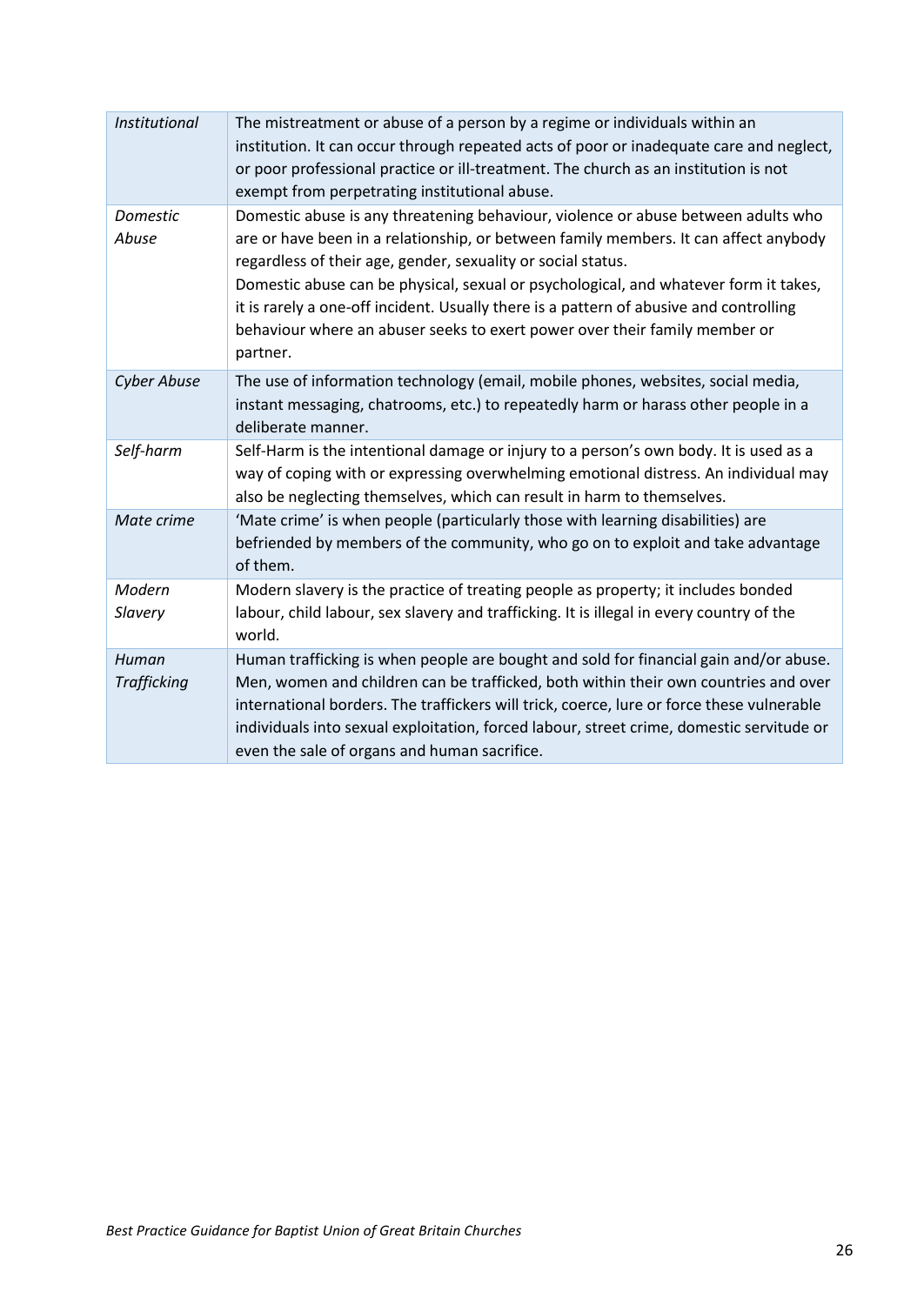| | |
|---|---|
| *Institutional* | The mistreatment or abuse of a person by a regime or individuals within an institution. It can occur through repeated acts of poor or inadequate care and neglect, or poor professional practice or ill-treatment. The church as an institution is not exempt from perpetrating institutional abuse. |
| *Domestic Abuse* | Domestic abuse is any threatening behaviour, violence or abuse between adults who are or have been in a relationship, or between family members. It can affect anybody regardless of their age, gender, sexuality or social status.<br>Domestic abuse can be physical, sexual or psychological, and whatever form it takes, it is rarely a one-off incident. Usually there is a pattern of abusive and controlling behaviour where an abuser seeks to exert power over their family member or partner. |
| *Cyber Abuse* | The use of information technology (email, mobile phones, websites, social media, instant messaging, chatrooms, etc.) to repeatedly harm or harass other people in a deliberate manner. |
| *Self-harm* | Self-Harm is the intentional damage or injury to a person's own body. It is used as a way of coping with or expressing overwhelming emotional distress. An individual may also be neglecting themselves, which can result in harm to themselves. |
| *Mate crime* | 'Mate crime' is when people (particularly those with learning disabilities) are befriended by members of the community, who go on to exploit and take advantage of them. |
| *Modern Slavery* | Modern slavery is the practice of treating people as property; it includes bonded labour, child labour, sex slavery and trafficking. It is illegal in every country of the world. |
| *Human Trafficking* | Human trafficking is when people are bought and sold for financial gain and/or abuse. Men, women and children can be trafficked, both within their own countries and over international borders. The traffickers will trick, coerce, lure or force these vulnerable individuals into sexual exploitation, forced labour, street crime, domestic servitude or even the sale of organs and human sacrifice. |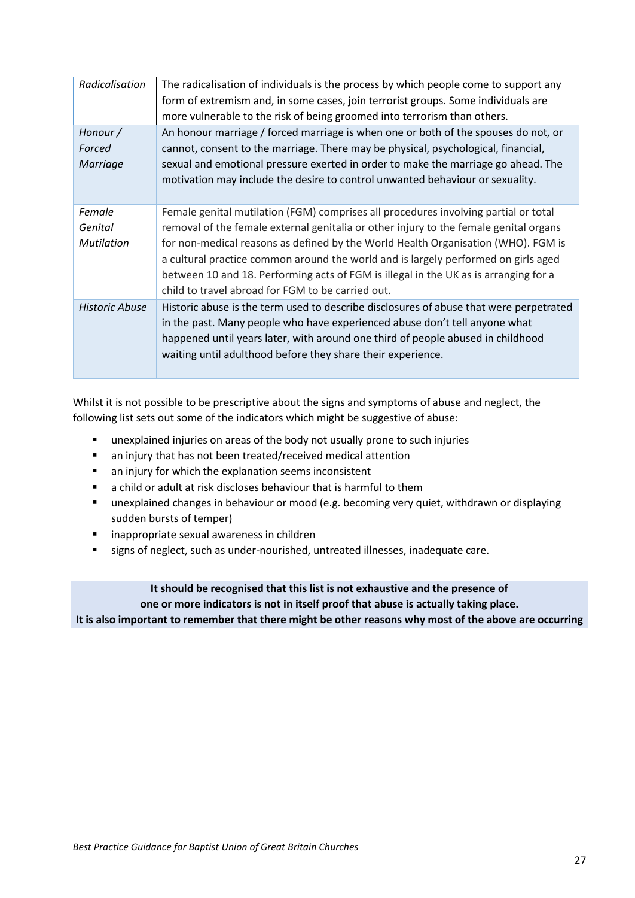| | |
|---|---|
| *Radicalisation* | The radicalisation of individuals is the process by which people come to support any form of extremism and, in some cases, join terrorist groups. Some individuals are more vulnerable to the risk of being groomed into terrorism than others. |
| *Honour / Forced Marriage* | An honour marriage / forced marriage is when one or both of the spouses do not, or cannot, consent to the marriage. There may be physical, psychological, financial, sexual and emotional pressure exerted in order to make the marriage go ahead. The motivation may include the desire to control unwanted behaviour or sexuality. |
| *Female Genital Mutilation* | Female genital mutilation (FGM) comprises all procedures involving partial or total removal of the female external genitalia or other injury to the female genital organs for non-medical reasons as defined by the World Health Organisation (WHO). FGM is a cultural practice common around the world and is largely performed on girls aged between 10 and 18. Performing acts of FGM is illegal in the UK as is arranging for a child to travel abroad for FGM to be carried out. |
| *Historic Abuse* | Historic abuse is the term used to describe disclosures of abuse that were perpetrated in the past. Many people who have experienced abuse don't tell anyone what happened until years later, with around one third of people abused in childhood waiting until adulthood before they share their experience. |

Whilst it is not possible to be prescriptive about the signs and symptoms of abuse and neglect, the following list sets out some of the indicators which might be suggestive of abuse:

- unexplained injuries on areas of the body not usually prone to such injuries
- an injury that has not been treated/received medical attention
- an injury for which the explanation seems inconsistent
- a child or adult at risk discloses behaviour that is harmful to them
- unexplained changes in behaviour or mood (e.g. becoming very quiet, withdrawn or displaying sudden bursts of temper)
- inappropriate sexual awareness in children
- signs of neglect, such as under-nourished, untreated illnesses, inadequate care.

**It should be recognised that this list is not exhaustive and the presence of one or more indicators is not in itself proof that abuse is actually taking place. It is also important to remember that there might be other reasons why most of the above are occurring**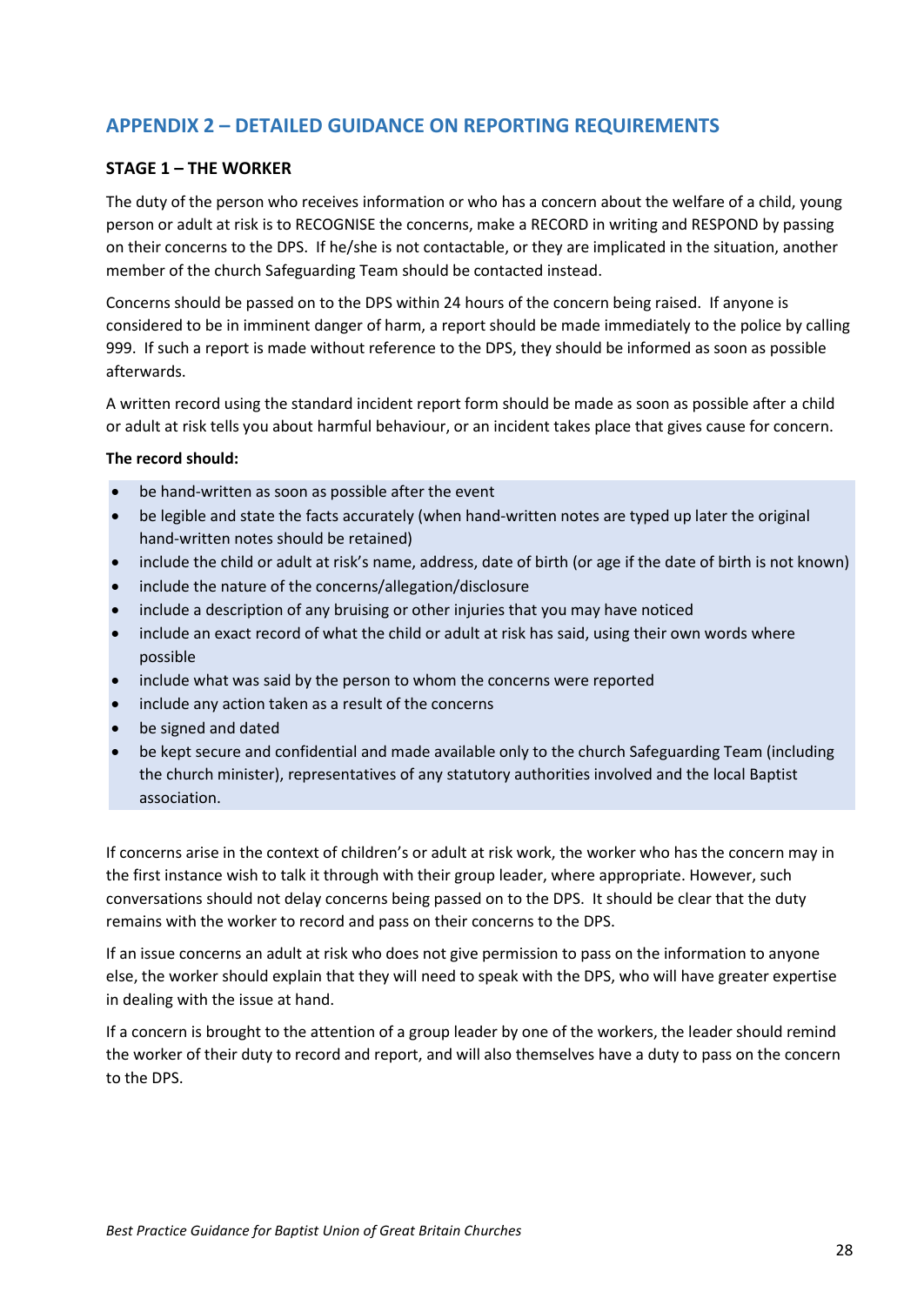## APPENDIX 2 – DETAILED GUIDANCE ON REPORTING REQUIREMENTS

### STAGE 1 – THE WORKER

The duty of the person who receives information or who has a concern about the welfare of a child, young person or adult at risk is to RECOGNISE the concerns, make a RECORD in writing and RESPOND by passing on their concerns to the DPS. If he/she is not contactable, or they are implicated in the situation, another member of the church Safeguarding Team should be contacted instead.

Concerns should be passed on to the DPS within 24 hours of the concern being raised. If anyone is considered to be in imminent danger of harm, a report should be made immediately to the police by calling 999. If such a report is made without reference to the DPS, they should be informed as soon as possible afterwards.

A written record using the standard incident report form should be made as soon as possible after a child or adult at risk tells you about harmful behaviour, or an incident takes place that gives cause for concern.

**The record should:**

- be hand-written as soon as possible after the event
- be legible and state the facts accurately (when hand-written notes are typed up later the original hand-written notes should be retained)
- include the child or adult at risk's name, address, date of birth (or age if the date of birth is not known)
- include the nature of the concerns/allegation/disclosure
- include a description of any bruising or other injuries that you may have noticed
- include an exact record of what the child or adult at risk has said, using their own words where possible
- include what was said by the person to whom the concerns were reported
- include any action taken as a result of the concerns
- be signed and dated
- be kept secure and confidential and made available only to the church Safeguarding Team (including the church minister), representatives of any statutory authorities involved and the local Baptist association.

If concerns arise in the context of children's or adult at risk work, the worker who has the concern may in the first instance wish to talk it through with their group leader, where appropriate. However, such conversations should not delay concerns being passed on to the DPS. It should be clear that the duty remains with the worker to record and pass on their concerns to the DPS.

If an issue concerns an adult at risk who does not give permission to pass on the information to anyone else, the worker should explain that they will need to speak with the DPS, who will have greater expertise in dealing with the issue at hand.

If a concern is brought to the attention of a group leader by one of the workers, the leader should remind the worker of their duty to record and report, and will also themselves have a duty to pass on the concern to the DPS.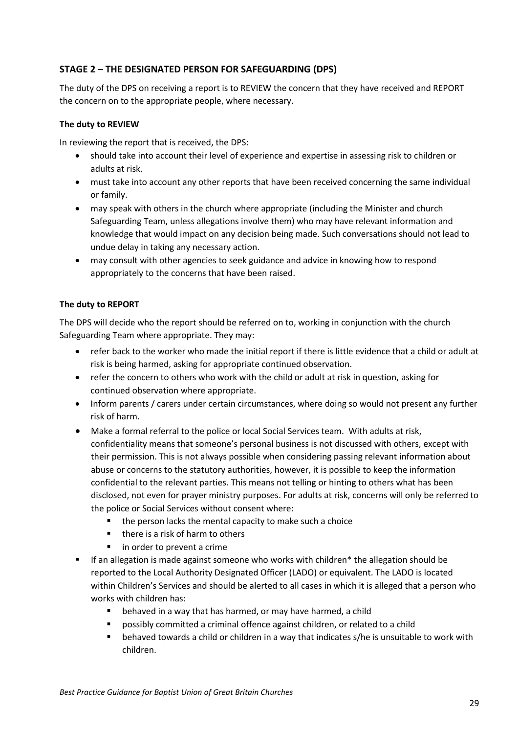## STAGE 2 – THE DESIGNATED PERSON FOR SAFEGUARDING (DPS)

The duty of the DPS on receiving a report is to REVIEW the concern that they have received and REPORT the concern on to the appropriate people, where necessary.

### The duty to REVIEW

In reviewing the report that is received, the DPS:

- should take into account their level of experience and expertise in assessing risk to children or adults at risk.
- must take into account any other reports that have been received concerning the same individual or family.
- may speak with others in the church where appropriate (including the Minister and church Safeguarding Team, unless allegations involve them) who may have relevant information and knowledge that would impact on any decision being made. Such conversations should not lead to undue delay in taking any necessary action.
- may consult with other agencies to seek guidance and advice in knowing how to respond appropriately to the concerns that have been raised.

### The duty to REPORT

The DPS will decide who the report should be referred on to, working in conjunction with the church Safeguarding Team where appropriate. They may:

- refer back to the worker who made the initial report if there is little evidence that a child or adult at risk is being harmed, asking for appropriate continued observation.
- refer the concern to others who work with the child or adult at risk in question, asking for continued observation where appropriate.
- Inform parents / carers under certain circumstances, where doing so would not present any further risk of harm.
- Make a formal referral to the police or local Social Services team. With adults at risk, confidentiality means that someone's personal business is not discussed with others, except with their permission. This is not always possible when considering passing relevant information about abuse or concerns to the statutory authorities, however, it is possible to keep the information confidential to the relevant parties. This means not telling or hinting to others what has been disclosed, not even for prayer ministry purposes. For adults at risk, concerns will only be referred to the police or Social Services without consent where:
  - the person lacks the mental capacity to make such a choice
  - there is a risk of harm to others
  - in order to prevent a crime
- If an allegation is made against someone who works with children* the allegation should be reported to the Local Authority Designated Officer (LADO) or equivalent. The LADO is located within Children's Services and should be alerted to all cases in which it is alleged that a person who works with children has:
  - behaved in a way that has harmed, or may have harmed, a child
  - possibly committed a criminal offence against children, or related to a child
  - behaved towards a child or children in a way that indicates s/he is unsuitable to work with children.

*Best Practice Guidance for Baptist Union of Great Britain Churches*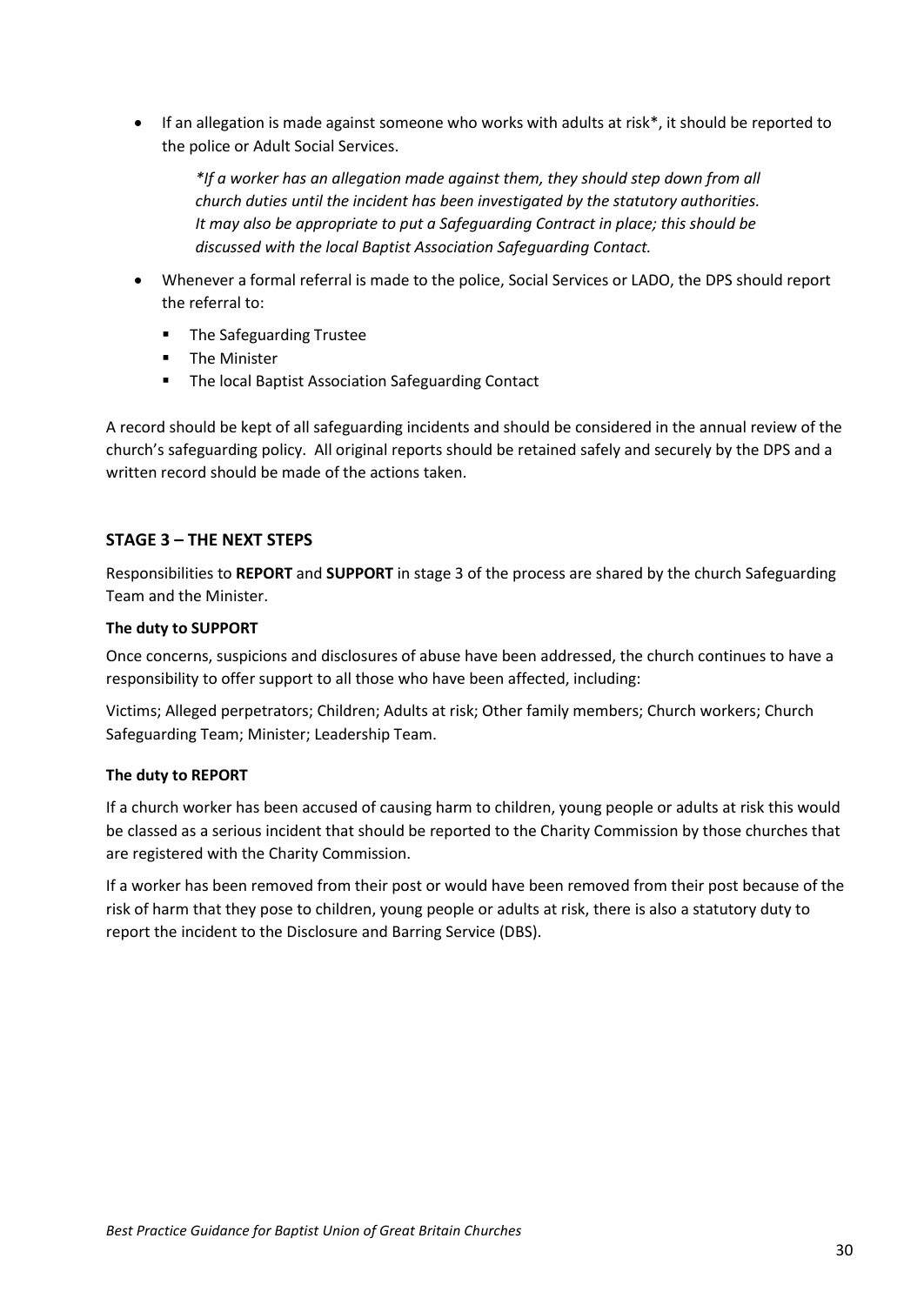- If an allegation is made against someone who works with adults at risk*, it should be reported to the police or Adult Social Services.

    *\*If a worker has an allegation made against them, they should step down from all church duties until the incident has been investigated by the statutory authorities. It may also be appropriate to put a Safeguarding Contract in place; this should be discussed with the local Baptist Association Safeguarding Contact.*

- Whenever a formal referral is made to the police, Social Services or LADO, the DPS should report the referral to:
    - The Safeguarding Trustee
    - The Minister
    - The local Baptist Association Safeguarding Contact

A record should be kept of all safeguarding incidents and should be considered in the annual review of the church's safeguarding policy. All original reports should be retained safely and securely by the DPS and a written record should be made of the actions taken.

## STAGE 3 – THE NEXT STEPS

Responsibilities to **REPORT** and **SUPPORT** in stage 3 of the process are shared by the church Safeguarding Team and the Minister.

### The duty to SUPPORT

Once concerns, suspicions and disclosures of abuse have been addressed, the church continues to have a responsibility to offer support to all those who have been affected, including:

Victims; Alleged perpetrators; Children; Adults at risk; Other family members; Church workers; Church Safeguarding Team; Minister; Leadership Team.

### The duty to REPORT

If a church worker has been accused of causing harm to children, young people or adults at risk this would be classed as a serious incident that should be reported to the Charity Commission by those churches that are registered with the Charity Commission.

If a worker has been removed from their post or would have been removed from their post because of the risk of harm that they pose to children, young people or adults at risk, there is also a statutory duty to report the incident to the Disclosure and Barring Service (DBS).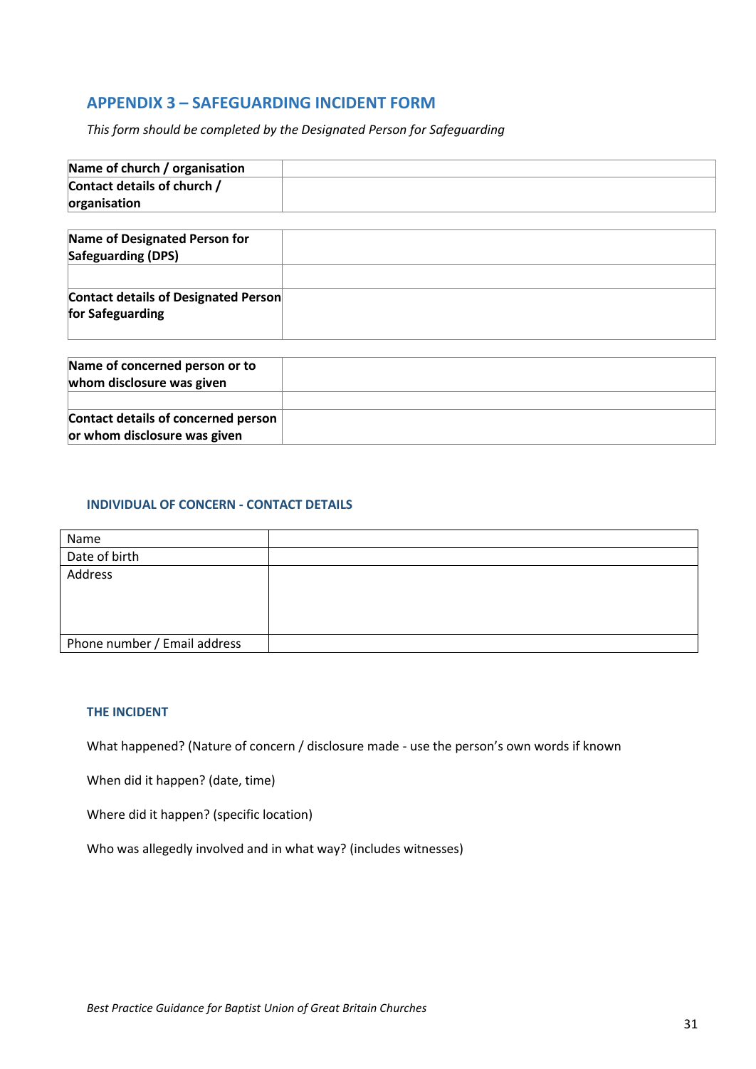## APPENDIX 3 – SAFEGUARDING INCIDENT FORM

*This form should be completed by the Designated Person for Safeguarding*

| **Name of church / organisation** | |
|---|---|
| **Contact details of church / organisation** | |

| **Name of Designated Person for Safeguarding (DPS)** | |
|---|---|
| | |
| **Contact details of Designated Person for Safeguarding** | |

| **Name of concerned person or to whom disclosure was given** | |
|---|---|
| | |
| **Contact details of concerned person or whom disclosure was given** | |

### INDIVIDUAL OF CONCERN - CONTACT DETAILS

| Name | |
|---|---|
| Date of birth | |
| Address | |
| Phone number / Email address | |

### THE INCIDENT

What happened? (Nature of concern / disclosure made - use the person's own words if known

When did it happen? (date, time)

Where did it happen? (specific location)

Who was allegedly involved and in what way? (includes witnesses)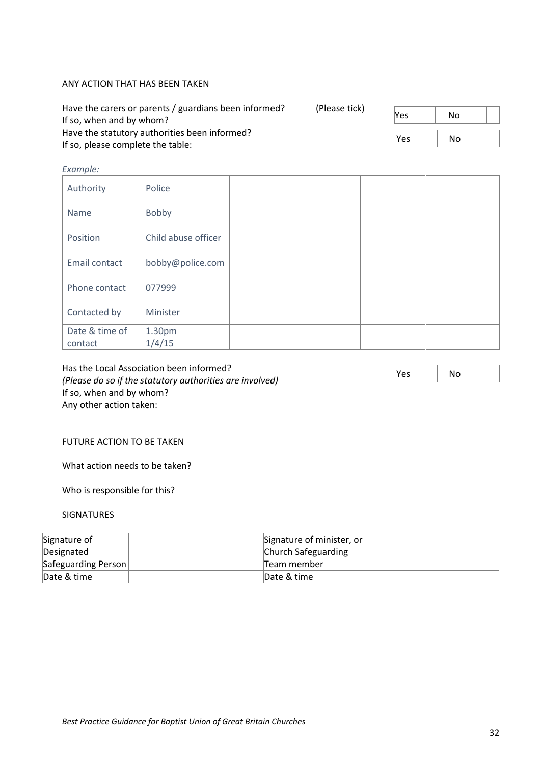ANY ACTION THAT HAS BEEN TAKEN

Have the carers or parents / guardians been informed? (Please tick)
If so, when and by whom?

| Yes | | No | |
|---|---|---|---|

Have the statutory authorities been informed?
If so, please complete the table:

| Yes | | No | |
|---|---|---|---|

*Example:*

| Authority | Police | | | | |
|---|---|---|---|---|---|
| Name | Bobby | | | | |
| Position | Child abuse officer | | | | |
| Email contact | bobby@police.com | | | | |
| Phone contact | 077999 | | | | |
| Contacted by | Minister | | | | |
| Date & time of contact | 1.30pm 1/4/15 | | | | |

Has the Local Association been informed?
*(Please do so if the statutory authorities are involved)*
If so, when and by whom?
Any other action taken:

| Yes | | No | |
|---|---|---|---|

FUTURE ACTION TO BE TAKEN

What action needs to be taken?

Who is responsible for this?

SIGNATURES

| Signature of Designated Safeguarding Person | | Signature of minister, or Church Safeguarding Team member | |
|---|---|---|---|
| Date & time | | Date & time | |

*Best Practice Guidance for Baptist Union of Great Britain Churches*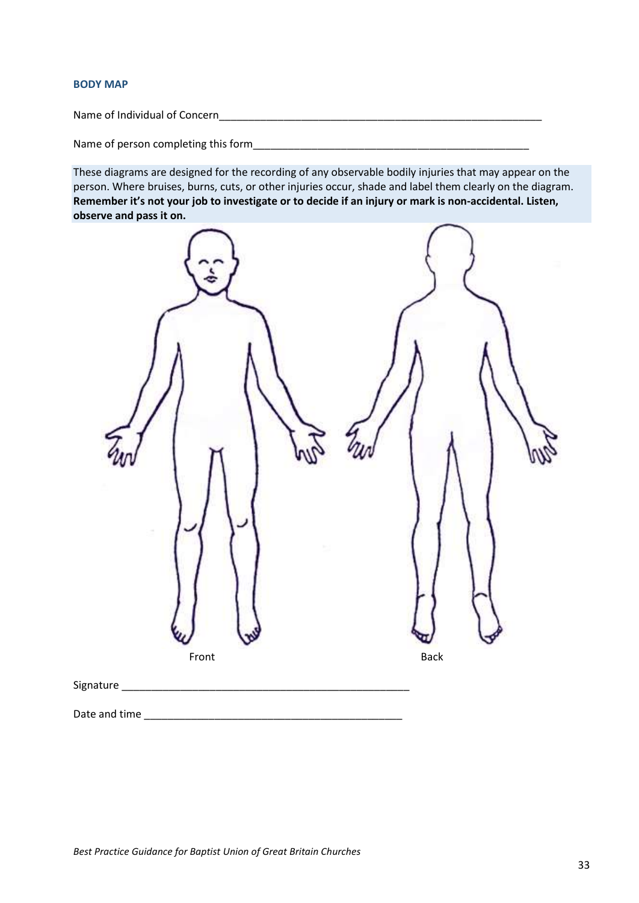### BODY MAP

Name of Individual of Concern__________________________________________________________

Name of person completing this form_________________________________________________

These diagrams are designed for the recording of any observable bodily injuries that may appear on the person. Where bruises, burns, cuts, or other injuries occur, shade and label them clearly on the diagram. **Remember it's not your job to investigate or to decide if an injury or mark is non-accidental. Listen, observe and pass it on.**

Front

Back

Signature ____________________________________________________

Date and time _______________________________________________

*Best Practice Guidance for Baptist Union of Great Britain Churches*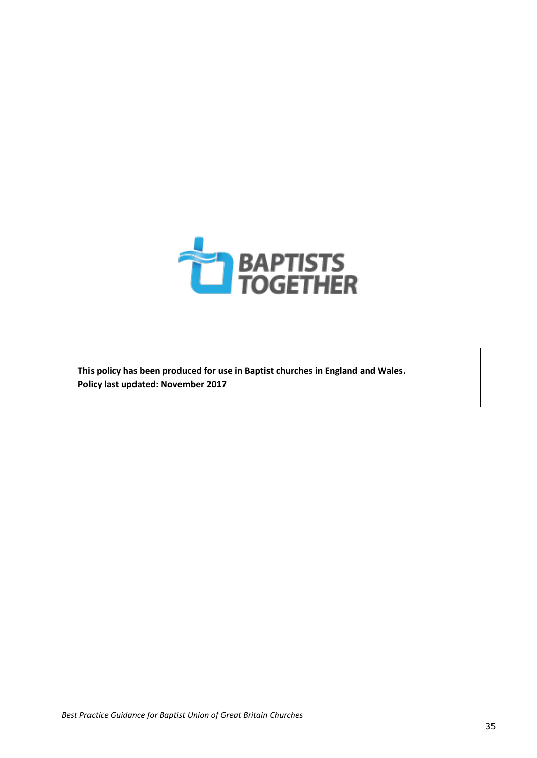BAPTISTS TOGETHER

**This policy has been produced for use in Baptist churches in England and Wales.**
**Policy last updated: November 2017**